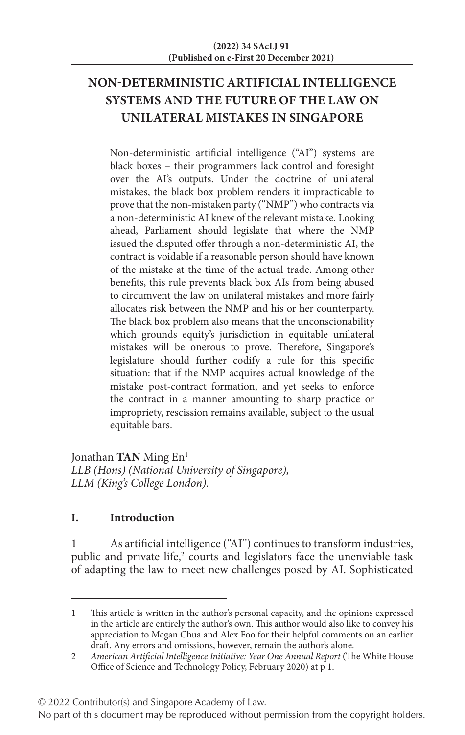# NON-DETERMINISTIC ARTIFICIAL INTELLIGENCE SYSTEMS AND THE FUTURE OF THE LAW ON UNILATERAL MISTAKES IN SINGAPORE

Non-deterministic artificial intelligence ("AI") systems are black boxes – their programmers lack control and foresight over the AI's outputs. Under the doctrine of unilateral mistakes, the black box problem renders it impracticable to prove that the non-mistaken party ("NMP") who contracts via a non-deterministic AI knew of the relevant mistake. Looking ahead, Parliament should legislate that where the NMP issued the disputed offer through a non-deterministic AI, the contract is voidable if a reasonable person should have known of the mistake at the time of the actual trade. Among other benefits, this rule prevents black box AIs from being abused to circumvent the law on unilateral mistakes and more fairly allocates risk between the NMP and his or her counterparty. The black box problem also means that the unconscionability which grounds equity's jurisdiction in equitable unilateral mistakes will be onerous to prove. Therefore, Singapore's legislature should further codify a rule for this specific situation: that if the NMP acquires actual knowledge of the mistake post-contract formation, and yet seeks to enforce the contract in a manner amounting to sharp practice or impropriety, rescission remains available, subject to the usual equitable bars.

Jonathan **TAN** Ming En[1]
*LLB (Hons) (National University of Singapore),*
*LLM (King's College London).*

## I. Introduction

1 As artificial intelligence ("AI") continues to transform industries, public and private life,[2] courts and legislators face the unenviable task of adapting the law to meet new challenges posed by AI. Sophisticated

---

1 This article is written in the author's personal capacity, and the opinions expressed in the article are entirely the author's own. This author would also like to convey his appreciation to Megan Chua and Alex Foo for their helpful comments on an earlier draft. Any errors and omissions, however, remain the author's alone.

2 *American Artificial Intelligence Initiative: Year One Annual Report* (The White House Office of Science and Technology Policy, February 2020) at p 1.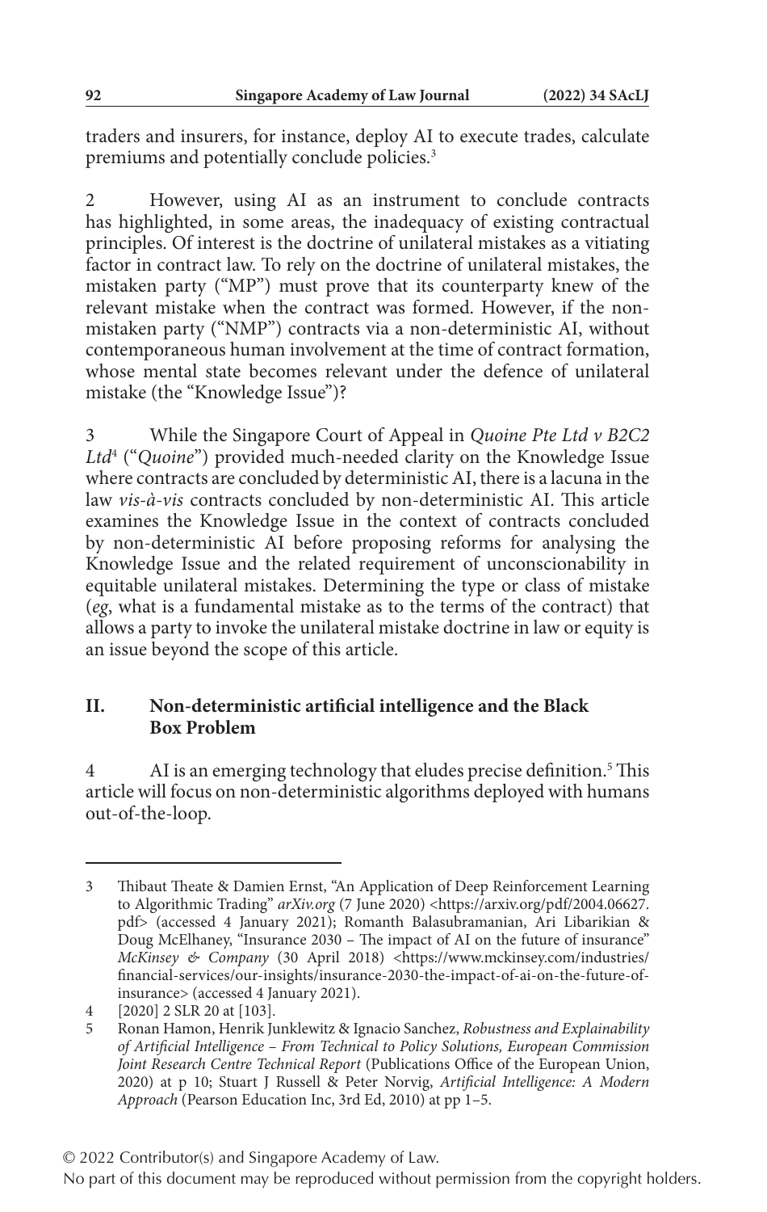traders and insurers, for instance, deploy AI to execute trades, calculate premiums and potentially conclude policies.[3]

2 However, using AI as an instrument to conclude contracts has highlighted, in some areas, the inadequacy of existing contractual principles. Of interest is the doctrine of unilateral mistakes as a vitiating factor in contract law. To rely on the doctrine of unilateral mistakes, the mistaken party ("MP") must prove that its counterparty knew of the relevant mistake when the contract was formed. However, if the non-mistaken party ("NMP") contracts via a non-deterministic AI, without contemporaneous human involvement at the time of contract formation, whose mental state becomes relevant under the defence of unilateral mistake (the "Knowledge Issue")?

3 While the Singapore Court of Appeal in *Quoine Pte Ltd v B2C2 Ltd*[4] ("*Quoine*") provided much-needed clarity on the Knowledge Issue where contracts are concluded by deterministic AI, there is a lacuna in the law *vis-à-vis* contracts concluded by non-deterministic AI. This article examines the Knowledge Issue in the context of contracts concluded by non-deterministic AI before proposing reforms for analysing the Knowledge Issue and the related requirement of unconscionability in equitable unilateral mistakes. Determining the type or class of mistake (*eg*, what is a fundamental mistake as to the terms of the contract) that allows a party to invoke the unilateral mistake doctrine in law or equity is an issue beyond the scope of this article.

## II. Non-deterministic artificial intelligence and the Black Box Problem

4 AI is an emerging technology that eludes precise definition.[5] This article will focus on non-deterministic algorithms deployed with humans out-of-the-loop.

---

3 Thibaut Theate & Damien Ernst, "An Application of Deep Reinforcement Learning to Algorithmic Trading" *arXiv.org* (7 June 2020) <https://arxiv.org/pdf/2004.06627.pdf> (accessed 4 January 2021); Romanth Balasubramanian, Ari Libarikian & Doug McElhaney, "Insurance 2030 – The impact of AI on the future of insurance" *McKinsey & Company* (30 April 2018) <https://www.mckinsey.com/industries/financial-services/our-insights/insurance-2030-the-impact-of-ai-on-the-future-of-insurance> (accessed 4 January 2021).

4 [2020] 2 SLR 20 at [103].

5 Ronan Hamon, Henrik Junklewitz & Ignacio Sanchez, *Robustness and Explainability of Artificial Intelligence – From Technical to Policy Solutions, European Commission Joint Research Centre Technical Report* (Publications Office of the European Union, 2020) at p 10; Stuart J Russell & Peter Norvig, *Artificial Intelligence: A Modern Approach* (Pearson Education Inc, 3rd Ed, 2010) at pp 1–5.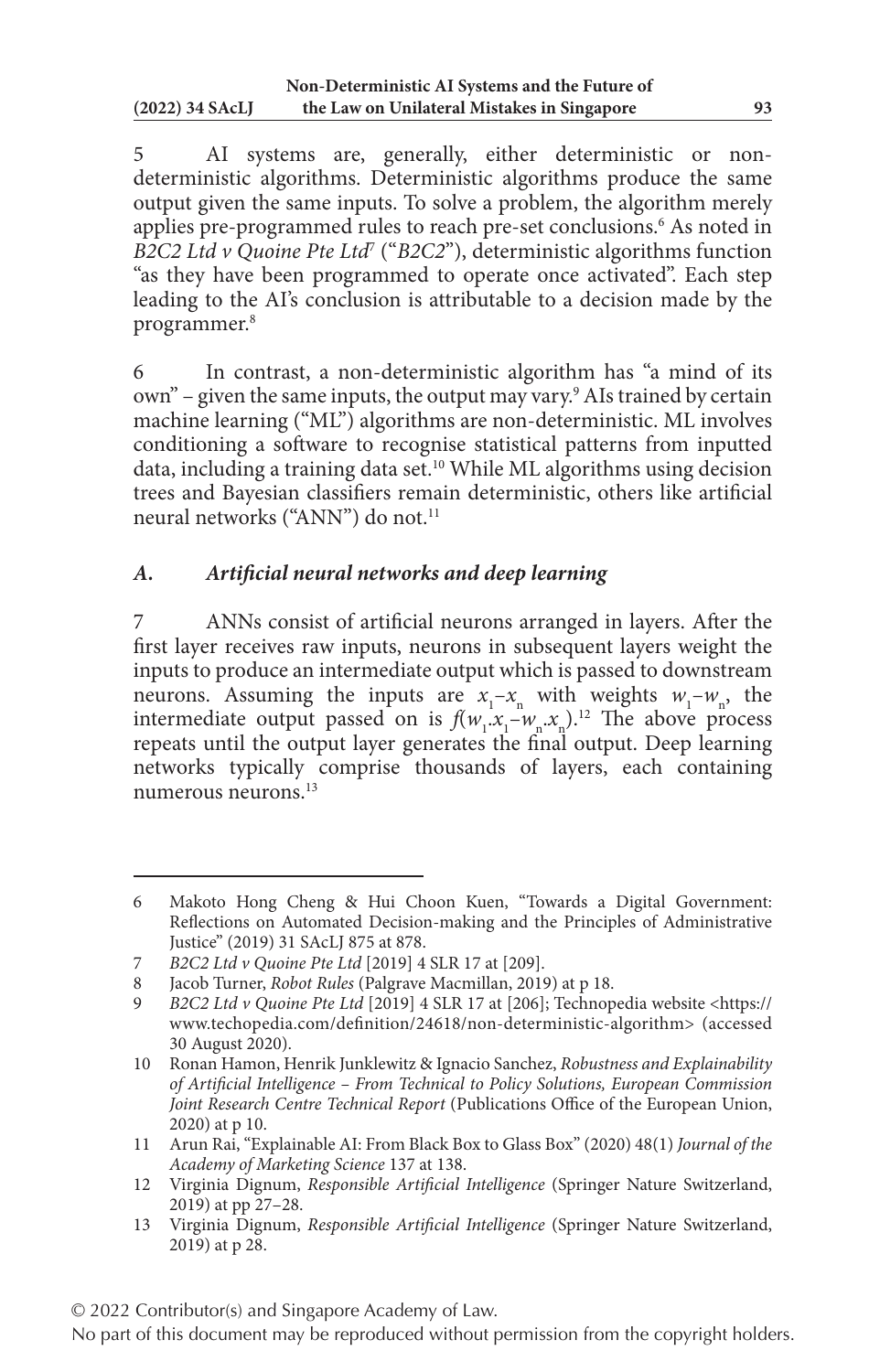5 AI systems are, generally, either deterministic or non-deterministic algorithms. Deterministic algorithms produce the same output given the same inputs. To solve a problem, the algorithm merely applies pre-programmed rules to reach pre-set conclusions.[6] As noted in *B2C2 Ltd v Quoine Pte Ltd*[7] ("*B2C2*"), deterministic algorithms function "as they have been programmed to operate once activated". Each step leading to the AI's conclusion is attributable to a decision made by the programmer.[8]

6 In contrast, a non-deterministic algorithm has "a mind of its own" – given the same inputs, the output may vary.[9] AIs trained by certain machine learning ("ML") algorithms are non-deterministic. ML involves conditioning a software to recognise statistical patterns from inputted data, including a training data set.[10] While ML algorithms using decision trees and Bayesian classifiers remain deterministic, others like artificial neural networks ("ANN") do not.[11]

### *A. Artificial neural networks and deep learning*

7 ANNs consist of artificial neurons arranged in layers. After the first layer receives raw inputs, neurons in subsequent layers weight the inputs to produce an intermediate output which is passed to downstream neurons. Assuming the inputs are $x_1$–$x_n$ with weights $w_1$–$w_n$, the intermediate output passed on is $f(w_1.x_1 – w_n.x_n)$.[12] The above process repeats until the output layer generates the final output. Deep learning networks typically comprise thousands of layers, each containing numerous neurons.[13]

---

6 Makoto Hong Cheng & Hui Choon Kuen, "Towards a Digital Government: Reflections on Automated Decision-making and the Principles of Administrative Justice" (2019) 31 SAcLJ 875 at 878.

7 *B2C2 Ltd v Quoine Pte Ltd* [2019] 4 SLR 17 at [209].

8 Jacob Turner, *Robot Rules* (Palgrave Macmillan, 2019) at p 18.

9 *B2C2 Ltd v Quoine Pte Ltd* [2019] 4 SLR 17 at [206]; Technopedia website <https://www.techopedia.com/definition/24618/non-deterministic-algorithm> (accessed 30 August 2020).

10 Ronan Hamon, Henrik Junklewitz & Ignacio Sanchez, *Robustness and Explainability of Artificial Intelligence – From Technical to Policy Solutions, European Commission Joint Research Centre Technical Report* (Publications Office of the European Union, 2020) at p 10.

11 Arun Rai, "Explainable AI: From Black Box to Glass Box" (2020) 48(1) *Journal of the Academy of Marketing Science* 137 at 138.

12 Virginia Dignum, *Responsible Artificial Intelligence* (Springer Nature Switzerland, 2019) at pp 27–28.

13 Virginia Dignum, *Responsible Artificial Intelligence* (Springer Nature Switzerland, 2019) at p 28.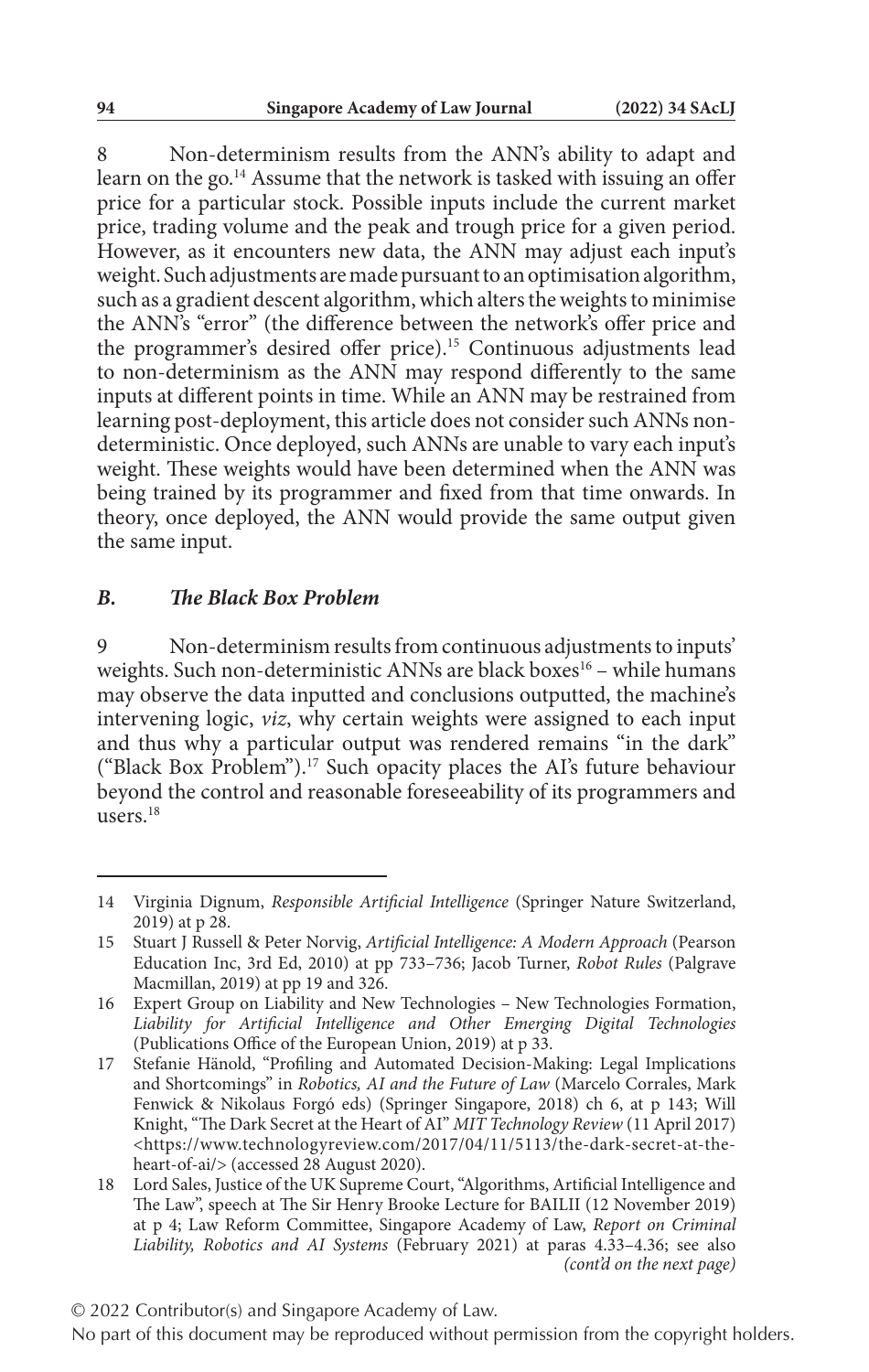8 Non-determinism results from the ANN's ability to adapt and learn on the go.[14] Assume that the network is tasked with issuing an offer price for a particular stock. Possible inputs include the current market price, trading volume and the peak and trough price for a given period. However, as it encounters new data, the ANN may adjust each input's weight. Such adjustments are made pursuant to an optimisation algorithm, such as a gradient descent algorithm, which alters the weights to minimise the ANN's "error" (the difference between the network's offer price and the programmer's desired offer price).[15] Continuous adjustments lead to non-determinism as the ANN may respond differently to the same inputs at different points in time. While an ANN may be restrained from learning post-deployment, this article does not consider such ANNs non-deterministic. Once deployed, such ANNs are unable to vary each input's weight. These weights would have been determined when the ANN was being trained by its programmer and fixed from that time onwards. In theory, once deployed, the ANN would provide the same output given the same input.

### *B. The Black Box Problem*

9 Non-determinism results from continuous adjustments to inputs' weights. Such non-deterministic ANNs are black boxes[16] – while humans may observe the data inputted and conclusions outputted, the machine's intervening logic, *viz*, why certain weights were assigned to each input and thus why a particular output was rendered remains "in the dark" ("Black Box Problem").[17] Such opacity places the AI's future behaviour beyond the control and reasonable foreseeability of its programmers and users.[18]

---

14 Virginia Dignum, *Responsible Artificial Intelligence* (Springer Nature Switzerland, 2019) at p 28.

15 Stuart J Russell & Peter Norvig, *Artificial Intelligence: A Modern Approach* (Pearson Education Inc, 3rd Ed, 2010) at pp 733–736; Jacob Turner, *Robot Rules* (Palgrave Macmillan, 2019) at pp 19 and 326.

16 Expert Group on Liability and New Technologies – New Technologies Formation, *Liability for Artificial Intelligence and Other Emerging Digital Technologies* (Publications Office of the European Union, 2019) at p 33.

17 Stefanie Hänold, "Profiling and Automated Decision-Making: Legal Implications and Shortcomings" in *Robotics, AI and the Future of Law* (Marcelo Corrales, Mark Fenwick & Nikolaus Forgó eds) (Springer Singapore, 2018) ch 6, at p 143; Will Knight, "The Dark Secret at the Heart of AI" *MIT Technology Review* (11 April 2017) <https://www.technologyreview.com/2017/04/11/5113/the-dark-secret-at-the-heart-of-ai/> (accessed 28 August 2020).

18 Lord Sales, Justice of the UK Supreme Court, "Algorithms, Artificial Intelligence and The Law", speech at The Sir Henry Brooke Lecture for BAILII (12 November 2019) at p 4; Law Reform Committee, Singapore Academy of Law, *Report on Criminal Liability, Robotics and AI Systems* (February 2021) at paras 4.33–4.36; see also *(cont'd on the next page)*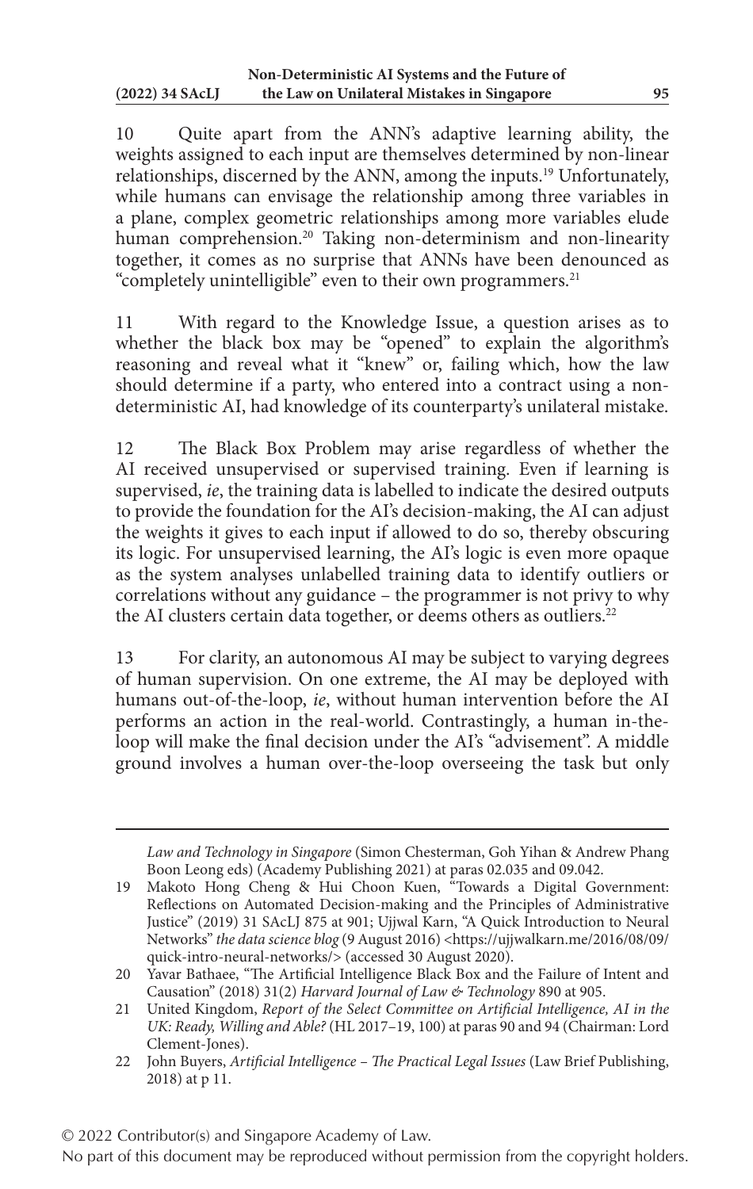10 Quite apart from the ANN's adaptive learning ability, the weights assigned to each input are themselves determined by non-linear relationships, discerned by the ANN, among the inputs.[19] Unfortunately, while humans can envisage the relationship among three variables in a plane, complex geometric relationships among more variables elude human comprehension.[20] Taking non-determinism and non-linearity together, it comes as no surprise that ANNs have been denounced as "completely unintelligible" even to their own programmers.[21]

11 With regard to the Knowledge Issue, a question arises as to whether the black box may be "opened" to explain the algorithm's reasoning and reveal what it "knew" or, failing which, how the law should determine if a party, who entered into a contract using a non-deterministic AI, had knowledge of its counterparty's unilateral mistake.

12 The Black Box Problem may arise regardless of whether the AI received unsupervised or supervised training. Even if learning is supervised, *ie*, the training data is labelled to indicate the desired outputs to provide the foundation for the AI's decision-making, the AI can adjust the weights it gives to each input if allowed to do so, thereby obscuring its logic. For unsupervised learning, the AI's logic is even more opaque as the system analyses unlabelled training data to identify outliers or correlations without any guidance – the programmer is not privy to why the AI clusters certain data together, or deems others as outliers.[22]

13 For clarity, an autonomous AI may be subject to varying degrees of human supervision. On one extreme, the AI may be deployed with humans out-of-the-loop, *ie*, without human intervention before the AI performs an action in the real-world. Contrastingly, a human in-the-loop will make the final decision under the AI's "advisement". A middle ground involves a human over-the-loop overseeing the task but only

---

*Law and Technology in Singapore* (Simon Chesterman, Goh Yihan & Andrew Phang Boon Leong eds) (Academy Publishing 2021) at paras 02.035 and 09.042.

19 Makoto Hong Cheng & Hui Choon Kuen, "Towards a Digital Government: Reflections on Automated Decision-making and the Principles of Administrative Justice" (2019) 31 SAcLJ 875 at 901; Ujjwal Karn, "A Quick Introduction to Neural Networks" *the data science blog* (9 August 2016) <https://ujjwalkarn.me/2016/08/09/quick-intro-neural-networks/> (accessed 30 August 2020).

20 Yavar Bathaee, "The Artificial Intelligence Black Box and the Failure of Intent and Causation" (2018) 31(2) *Harvard Journal of Law & Technology* 890 at 905.

21 United Kingdom, *Report of the Select Committee on Artificial Intelligence, AI in the UK: Ready, Willing and Able?* (HL 2017–19, 100) at paras 90 and 94 (Chairman: Lord Clement-Jones).

22 John Buyers, *Artificial Intelligence – The Practical Legal Issues* (Law Brief Publishing, 2018) at p 11.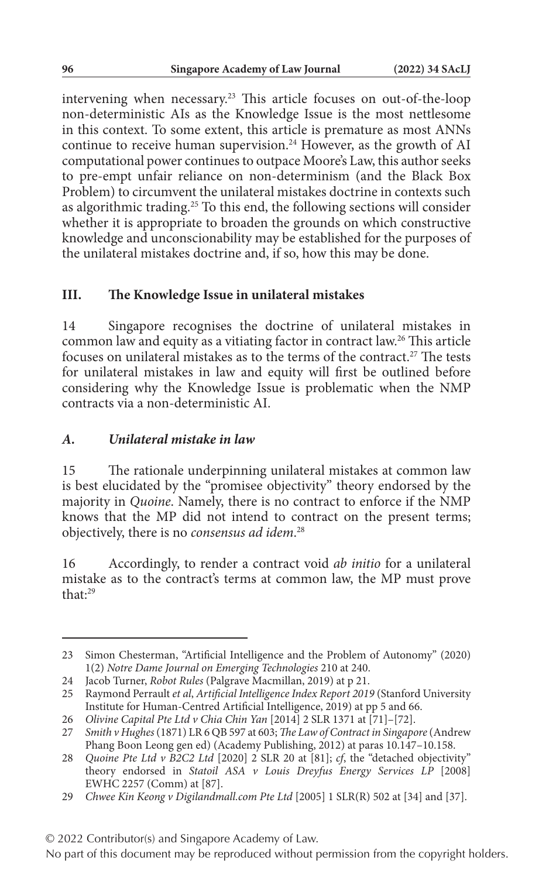intervening when necessary.[23] This article focuses on out-of-the-loop non-deterministic AIs as the Knowledge Issue is the most nettlesome in this context. To some extent, this article is premature as most ANNs continue to receive human supervision.[24] However, as the growth of AI computational power continues to outpace Moore's Law, this author seeks to pre-empt unfair reliance on non-determinism (and the Black Box Problem) to circumvent the unilateral mistakes doctrine in contexts such as algorithmic trading.[25] To this end, the following sections will consider whether it is appropriate to broaden the grounds on which constructive knowledge and unconscionability may be established for the purposes of the unilateral mistakes doctrine and, if so, how this may be done.

## III. The Knowledge Issue in unilateral mistakes

14 Singapore recognises the doctrine of unilateral mistakes in common law and equity as a vitiating factor in contract law.[26] This article focuses on unilateral mistakes as to the terms of the contract.[27] The tests for unilateral mistakes in law and equity will first be outlined before considering why the Knowledge Issue is problematic when the NMP contracts via a non-deterministic AI.

### *A. Unilateral mistake in law*

15 The rationale underpinning unilateral mistakes at common law is best elucidated by the "promisee objectivity" theory endorsed by the majority in *Quoine*. Namely, there is no contract to enforce if the NMP knows that the MP did not intend to contract on the present terms; objectively, there is no *consensus ad idem*.[28]

16 Accordingly, to render a contract void *ab initio* for a unilateral mistake as to the contract's terms at common law, the MP must prove that:[29]

---

23 Simon Chesterman, "Artificial Intelligence and the Problem of Autonomy" (2020) 1(2) *Notre Dame Journal on Emerging Technologies* 210 at 240.

24 Jacob Turner, *Robot Rules* (Palgrave Macmillan, 2019) at p 21.

25 Raymond Perrault *et al*, *Artificial Intelligence Index Report 2019* (Stanford University Institute for Human-Centred Artificial Intelligence, 2019) at pp 5 and 66.

26 *Olivine Capital Pte Ltd v Chia Chin Yan* [2014] 2 SLR 1371 at [71]–[72].

27 *Smith v Hughes* (1871) LR 6 QB 597 at 603; *The Law of Contract in Singapore* (Andrew Phang Boon Leong gen ed) (Academy Publishing, 2012) at paras 10.147–10.158.

28 *Quoine Pte Ltd v B2C2 Ltd* [2020] 2 SLR 20 at [81]; *cf*, the "detached objectivity" theory endorsed in *Statoil ASA v Louis Dreyfus Energy Services LP* [2008] EWHC 2257 (Comm) at [87].

29 *Chwee Kin Keong v Digilandmall.com Pte Ltd* [2005] 1 SLR(R) 502 at [34] and [37].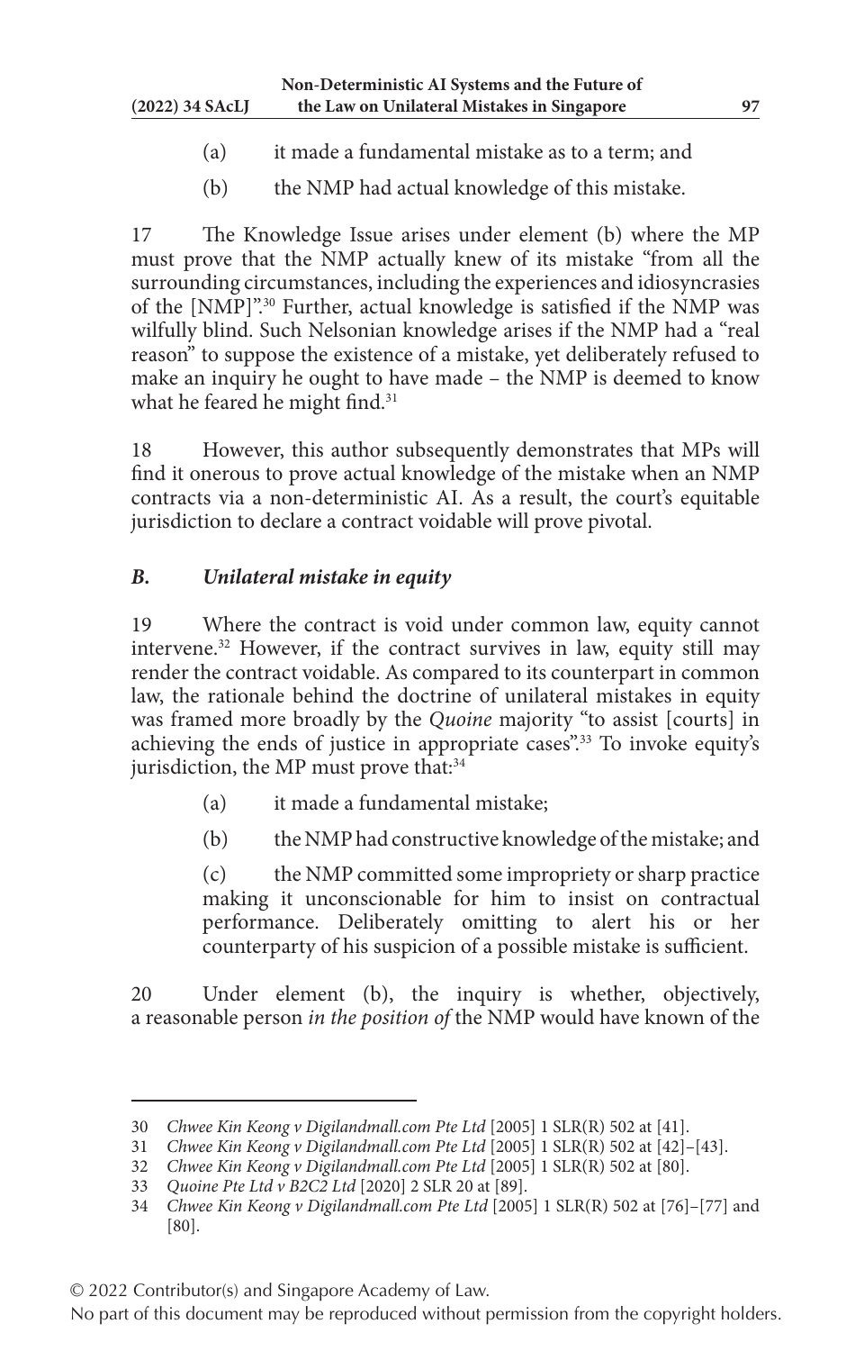(a) it made a fundamental mistake as to a term; and

(b) the NMP had actual knowledge of this mistake.

17 The Knowledge Issue arises under element (b) where the MP must prove that the NMP actually knew of its mistake "from all the surrounding circumstances, including the experiences and idiosyncrasies of the [NMP]".[30] Further, actual knowledge is satisfied if the NMP was wilfully blind. Such Nelsonian knowledge arises if the NMP had a "real reason" to suppose the existence of a mistake, yet deliberately refused to make an inquiry he ought to have made – the NMP is deemed to know what he feared he might find.[31]

18 However, this author subsequently demonstrates that MPs will find it onerous to prove actual knowledge of the mistake when an NMP contracts via a non-deterministic AI. As a result, the court's equitable jurisdiction to declare a contract voidable will prove pivotal.

### *B. Unilateral mistake in equity*

19 Where the contract is void under common law, equity cannot intervene.[32] However, if the contract survives in law, equity still may render the contract voidable. As compared to its counterpart in common law, the rationale behind the doctrine of unilateral mistakes in equity was framed more broadly by the *Quoine* majority "to assist [courts] in achieving the ends of justice in appropriate cases".[33] To invoke equity's jurisdiction, the MP must prove that:[34]

(a) it made a fundamental mistake;

(b) the NMP had constructive knowledge of the mistake; and

(c) the NMP committed some impropriety or sharp practice making it unconscionable for him to insist on contractual performance. Deliberately omitting to alert his or her counterparty of his suspicion of a possible mistake is sufficient.

20 Under element (b), the inquiry is whether, objectively, a reasonable person *in the position of* the NMP would have known of the

---

30 *Chwee Kin Keong v Digilandmall.com Pte Ltd* [2005] 1 SLR(R) 502 at [41].

31 *Chwee Kin Keong v Digilandmall.com Pte Ltd* [2005] 1 SLR(R) 502 at [42]–[43].

32 *Chwee Kin Keong v Digilandmall.com Pte Ltd* [2005] 1 SLR(R) 502 at [80].

33 *Quoine Pte Ltd v B2C2 Ltd* [2020] 2 SLR 20 at [89].

34 *Chwee Kin Keong v Digilandmall.com Pte Ltd* [2005] 1 SLR(R) 502 at [76]–[77] and [80].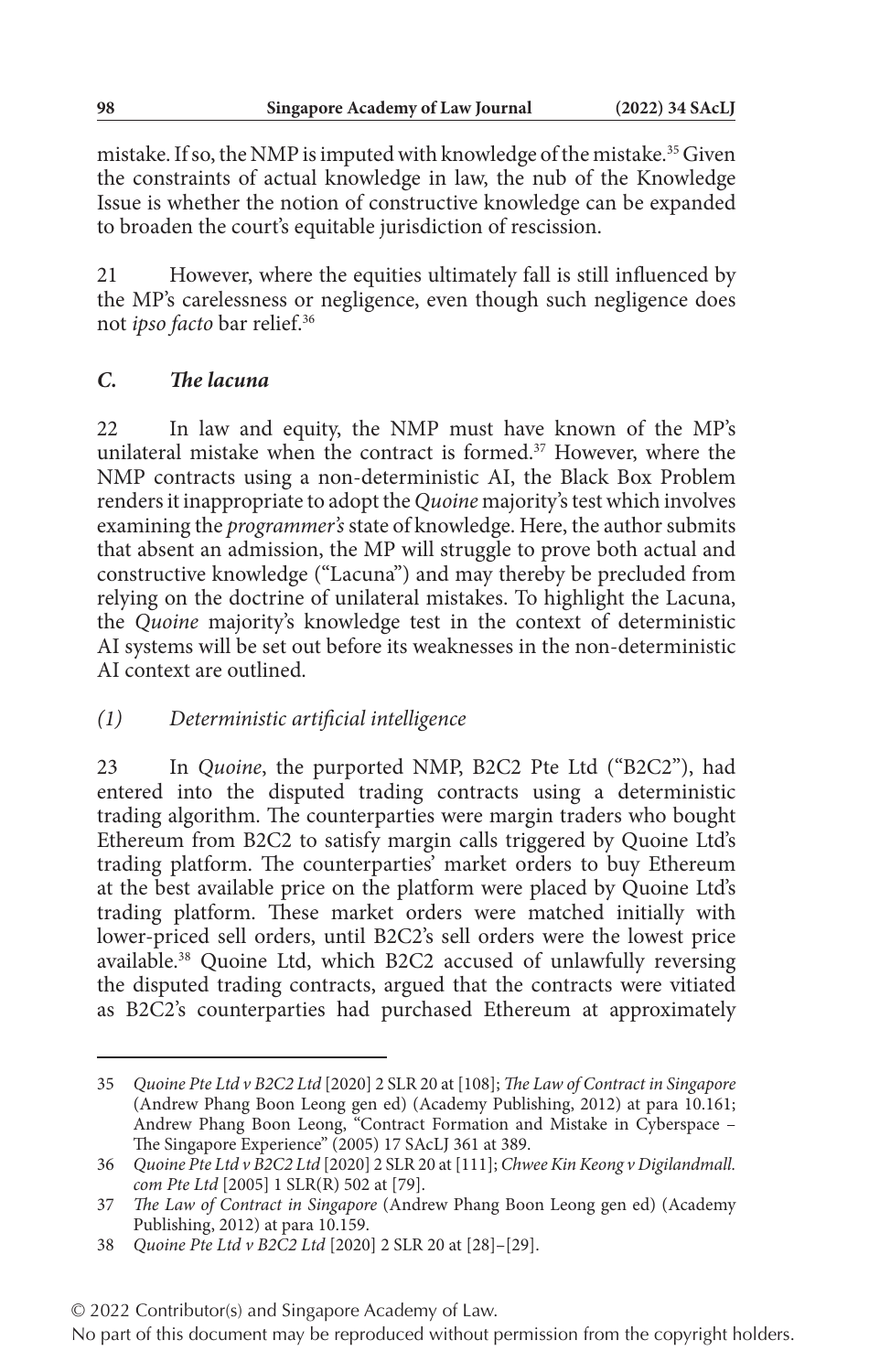mistake. If so, the NMP is imputed with knowledge of the mistake.[35] Given the constraints of actual knowledge in law, the nub of the Knowledge Issue is whether the notion of constructive knowledge can be expanded to broaden the court's equitable jurisdiction of rescission.

21 However, where the equities ultimately fall is still influenced by the MP's carelessness or negligence, even though such negligence does not *ipso facto* bar relief.[36]

### *C. The lacuna*

22 In law and equity, the NMP must have known of the MP's unilateral mistake when the contract is formed.[37] However, where the NMP contracts using a non-deterministic AI, the Black Box Problem renders it inappropriate to adopt the *Quoine* majority's test which involves examining the *programmer's* state of knowledge. Here, the author submits that absent an admission, the MP will struggle to prove both actual and constructive knowledge ("Lacuna") and may thereby be precluded from relying on the doctrine of unilateral mistakes. To highlight the Lacuna, the *Quoine* majority's knowledge test in the context of deterministic AI systems will be set out before its weaknesses in the non-deterministic AI context are outlined.

#### *(1) Deterministic artificial intelligence*

23 In *Quoine*, the purported NMP, B2C2 Pte Ltd ("B2C2"), had entered into the disputed trading contracts using a deterministic trading algorithm. The counterparties were margin traders who bought Ethereum from B2C2 to satisfy margin calls triggered by Quoine Ltd's trading platform. The counterparties' market orders to buy Ethereum at the best available price on the platform were placed by Quoine Ltd's trading platform. These market orders were matched initially with lower-priced sell orders, until B2C2's sell orders were the lowest price available.[38] Quoine Ltd, which B2C2 accused of unlawfully reversing the disputed trading contracts, argued that the contracts were vitiated as B2C2's counterparties had purchased Ethereum at approximately

---

35 *Quoine Pte Ltd v B2C2 Ltd* [2020] 2 SLR 20 at [108]; *The Law of Contract in Singapore* (Andrew Phang Boon Leong gen ed) (Academy Publishing, 2012) at para 10.161; Andrew Phang Boon Leong, "Contract Formation and Mistake in Cyberspace – The Singapore Experience" (2005) 17 SAcLJ 361 at 389.

36 *Quoine Pte Ltd v B2C2 Ltd* [2020] 2 SLR 20 at [111]; *Chwee Kin Keong v Digilandmall.com Pte Ltd* [2005] 1 SLR(R) 502 at [79].

37 *The Law of Contract in Singapore* (Andrew Phang Boon Leong gen ed) (Academy Publishing, 2012) at para 10.159.

38 *Quoine Pte Ltd v B2C2 Ltd* [2020] 2 SLR 20 at [28]–[29].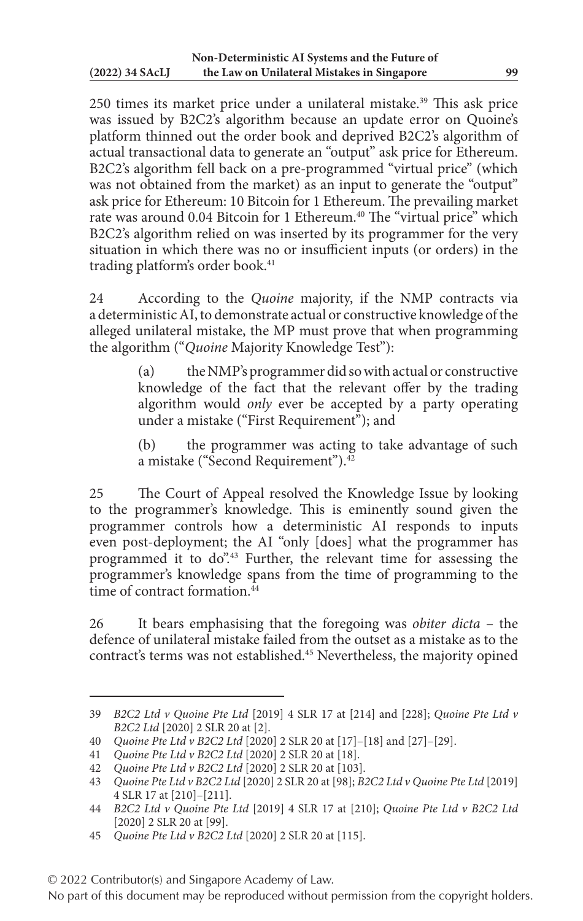250 times its market price under a unilateral mistake.[39] This ask price was issued by B2C2's algorithm because an update error on Quoine's platform thinned out the order book and deprived B2C2's algorithm of actual transactional data to generate an "output" ask price for Ethereum. B2C2's algorithm fell back on a pre-programmed "virtual price" (which was not obtained from the market) as an input to generate the "output" ask price for Ethereum: 10 Bitcoin for 1 Ethereum. The prevailing market rate was around 0.04 Bitcoin for 1 Ethereum.[40] The "virtual price" which B2C2's algorithm relied on was inserted by its programmer for the very situation in which there was no or insufficient inputs (or orders) in the trading platform's order book.[41]

24 According to the *Quoine* majority, if the NMP contracts via a deterministic AI, to demonstrate actual or constructive knowledge of the alleged unilateral mistake, the MP must prove that when programming the algorithm ("*Quoine* Majority Knowledge Test"):

> (a) the NMP's programmer did so with actual or constructive knowledge of the fact that the relevant offer by the trading algorithm would *only* ever be accepted by a party operating under a mistake ("First Requirement"); and
>
> (b) the programmer was acting to take advantage of such a mistake ("Second Requirement").[42]

25 The Court of Appeal resolved the Knowledge Issue by looking to the programmer's knowledge. This is eminently sound given the programmer controls how a deterministic AI responds to inputs even post-deployment; the AI "only [does] what the programmer has programmed it to do".[43] Further, the relevant time for assessing the programmer's knowledge spans from the time of programming to the time of contract formation.[44]

26 It bears emphasising that the foregoing was *obiter dicta* – the defence of unilateral mistake failed from the outset as a mistake as to the contract's terms was not established.[45] Nevertheless, the majority opined

---

39 *B2C2 Ltd v Quoine Pte Ltd* [2019] 4 SLR 17 at [214] and [228]; *Quoine Pte Ltd v B2C2 Ltd* [2020] 2 SLR 20 at [2].

40 *Quoine Pte Ltd v B2C2 Ltd* [2020] 2 SLR 20 at [17]–[18] and [27]–[29].

41 *Quoine Pte Ltd v B2C2 Ltd* [2020] 2 SLR 20 at [18].

42 *Quoine Pte Ltd v B2C2 Ltd* [2020] 2 SLR 20 at [103].

43 *Quoine Pte Ltd v B2C2 Ltd* [2020] 2 SLR 20 at [98]; *B2C2 Ltd v Quoine Pte Ltd* [2019] 4 SLR 17 at [210]–[211].

44 *B2C2 Ltd v Quoine Pte Ltd* [2019] 4 SLR 17 at [210]; *Quoine Pte Ltd v B2C2 Ltd* [2020] 2 SLR 20 at [99].

45 *Quoine Pte Ltd v B2C2 Ltd* [2020] 2 SLR 20 at [115].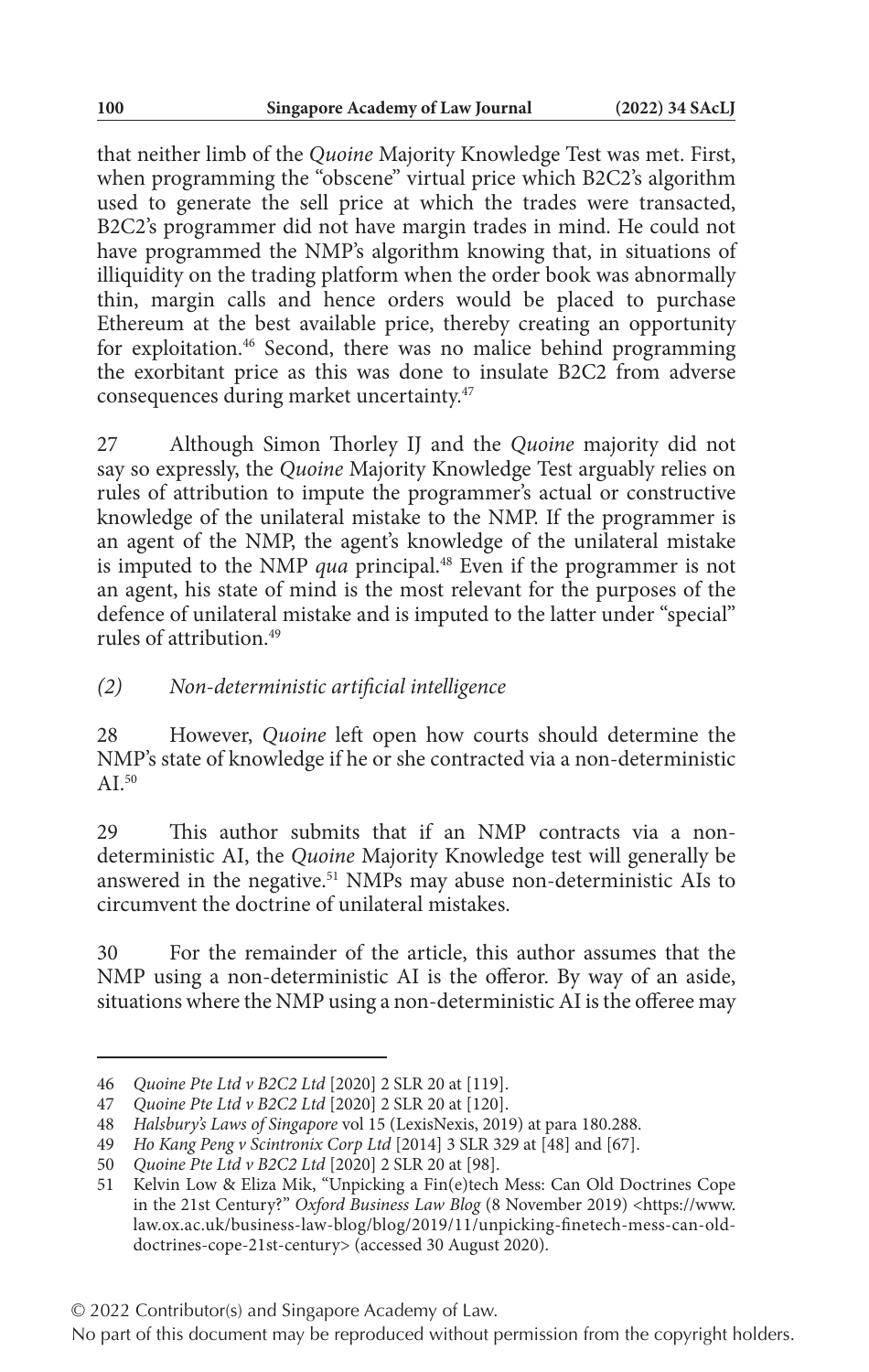that neither limb of the *Quoine* Majority Knowledge Test was met. First, when programming the "obscene" virtual price which B2C2's algorithm used to generate the sell price at which the trades were transacted, B2C2's programmer did not have margin trades in mind. He could not have programmed the NMP's algorithm knowing that, in situations of illiquidity on the trading platform when the order book was abnormally thin, margin calls and hence orders would be placed to purchase Ethereum at the best available price, thereby creating an opportunity for exploitation.[46] Second, there was no malice behind programming the exorbitant price as this was done to insulate B2C2 from adverse consequences during market uncertainty.[47]

27 Although Simon Thorley IJ and the *Quoine* majority did not say so expressly, the *Quoine* Majority Knowledge Test arguably relies on rules of attribution to impute the programmer's actual or constructive knowledge of the unilateral mistake to the NMP. If the programmer is an agent of the NMP, the agent's knowledge of the unilateral mistake is imputed to the NMP *qua* principal.[48] Even if the programmer is not an agent, his state of mind is the most relevant for the purposes of the defence of unilateral mistake and is imputed to the latter under "special" rules of attribution.[49]

### *(2) Non-deterministic artificial intelligence*

28 However, *Quoine* left open how courts should determine the NMP's state of knowledge if he or she contracted via a non-deterministic AI.[50]

29 This author submits that if an NMP contracts via a non-deterministic AI, the *Quoine* Majority Knowledge test will generally be answered in the negative.[51] NMPs may abuse non-deterministic AIs to circumvent the doctrine of unilateral mistakes.

30 For the remainder of the article, this author assumes that the NMP using a non-deterministic AI is the offeror. By way of an aside, situations where the NMP using a non-deterministic AI is the offeree may

---

46 *Quoine Pte Ltd v B2C2 Ltd* [2020] 2 SLR 20 at [119].

47 *Quoine Pte Ltd v B2C2 Ltd* [2020] 2 SLR 20 at [120].

48 *Halsbury's Laws of Singapore* vol 15 (LexisNexis, 2019) at para 180.288.

49 *Ho Kang Peng v Scintronix Corp Ltd* [2014] 3 SLR 329 at [48] and [67].

50 *Quoine Pte Ltd v B2C2 Ltd* [2020] 2 SLR 20 at [98].

51 Kelvin Low & Eliza Mik, "Unpicking a Fin(e)tech Mess: Can Old Doctrines Cope in the 21st Century?" *Oxford Business Law Blog* (8 November 2019) <https://www.law.ox.ac.uk/business-law-blog/blog/2019/11/unpicking-finetech-mess-can-old-doctrines-cope-21st-century> (accessed 30 August 2020).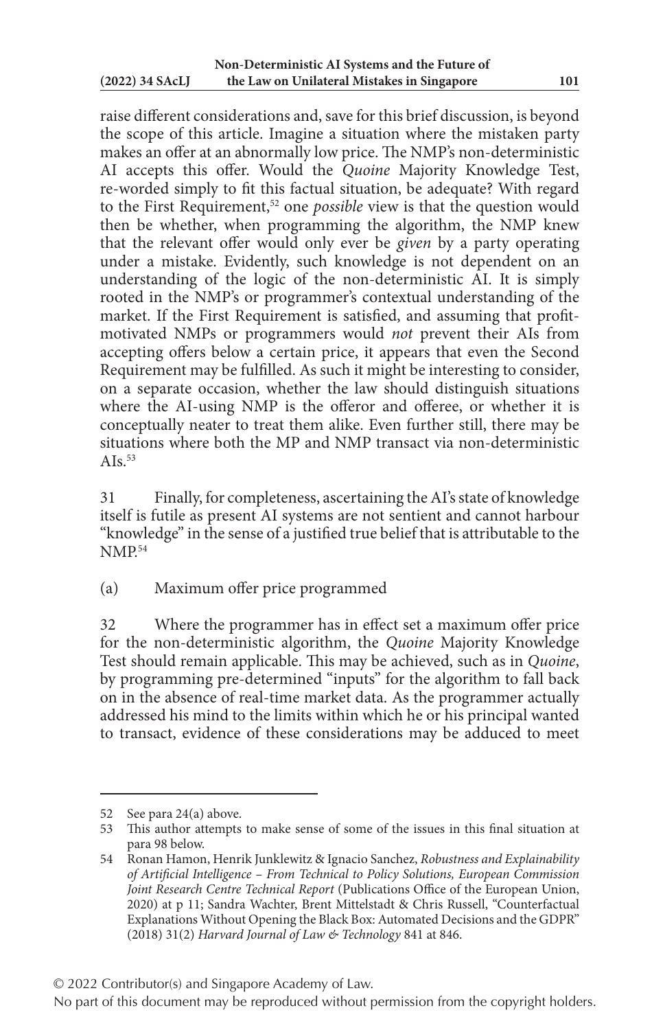raise different considerations and, save for this brief discussion, is beyond the scope of this article. Imagine a situation where the mistaken party makes an offer at an abnormally low price. The NMP's non-deterministic AI accepts this offer. Would the *Quoine* Majority Knowledge Test, re-worded simply to fit this factual situation, be adequate? With regard to the First Requirement,[52] one *possible* view is that the question would then be whether, when programming the algorithm, the NMP knew that the relevant offer would only ever be *given* by a party operating under a mistake. Evidently, such knowledge is not dependent on an understanding of the logic of the non-deterministic AI. It is simply rooted in the NMP's or programmer's contextual understanding of the market. If the First Requirement is satisfied, and assuming that profit-motivated NMPs or programmers would *not* prevent their AIs from accepting offers below a certain price, it appears that even the Second Requirement may be fulfilled. As such it might be interesting to consider, on a separate occasion, whether the law should distinguish situations where the AI-using NMP is the offeror and offeree, or whether it is conceptually neater to treat them alike. Even further still, there may be situations where both the MP and NMP transact via non-deterministic AIs.[53]

31 Finally, for completeness, ascertaining the AI's state of knowledge itself is futile as present AI systems are not sentient and cannot harbour "knowledge" in the sense of a justified true belief that is attributable to the NMP.[54]

(a) Maximum offer price programmed

32 Where the programmer has in effect set a maximum offer price for the non-deterministic algorithm, the *Quoine* Majority Knowledge Test should remain applicable. This may be achieved, such as in *Quoine*, by programming pre-determined "inputs" for the algorithm to fall back on in the absence of real-time market data. As the programmer actually addressed his mind to the limits within which he or his principal wanted to transact, evidence of these considerations may be adduced to meet

---

52 See para 24(a) above.

53 This author attempts to make sense of some of the issues in this final situation at para 98 below.

54 Ronan Hamon, Henrik Junklewitz & Ignacio Sanchez, *Robustness and Explainability of Artificial Intelligence – From Technical to Policy Solutions, European Commission Joint Research Centre Technical Report* (Publications Office of the European Union, 2020) at p 11; Sandra Wachter, Brent Mittelstadt & Chris Russell, "Counterfactual Explanations Without Opening the Black Box: Automated Decisions and the GDPR" (2018) 31(2) *Harvard Journal of Law & Technology* 841 at 846.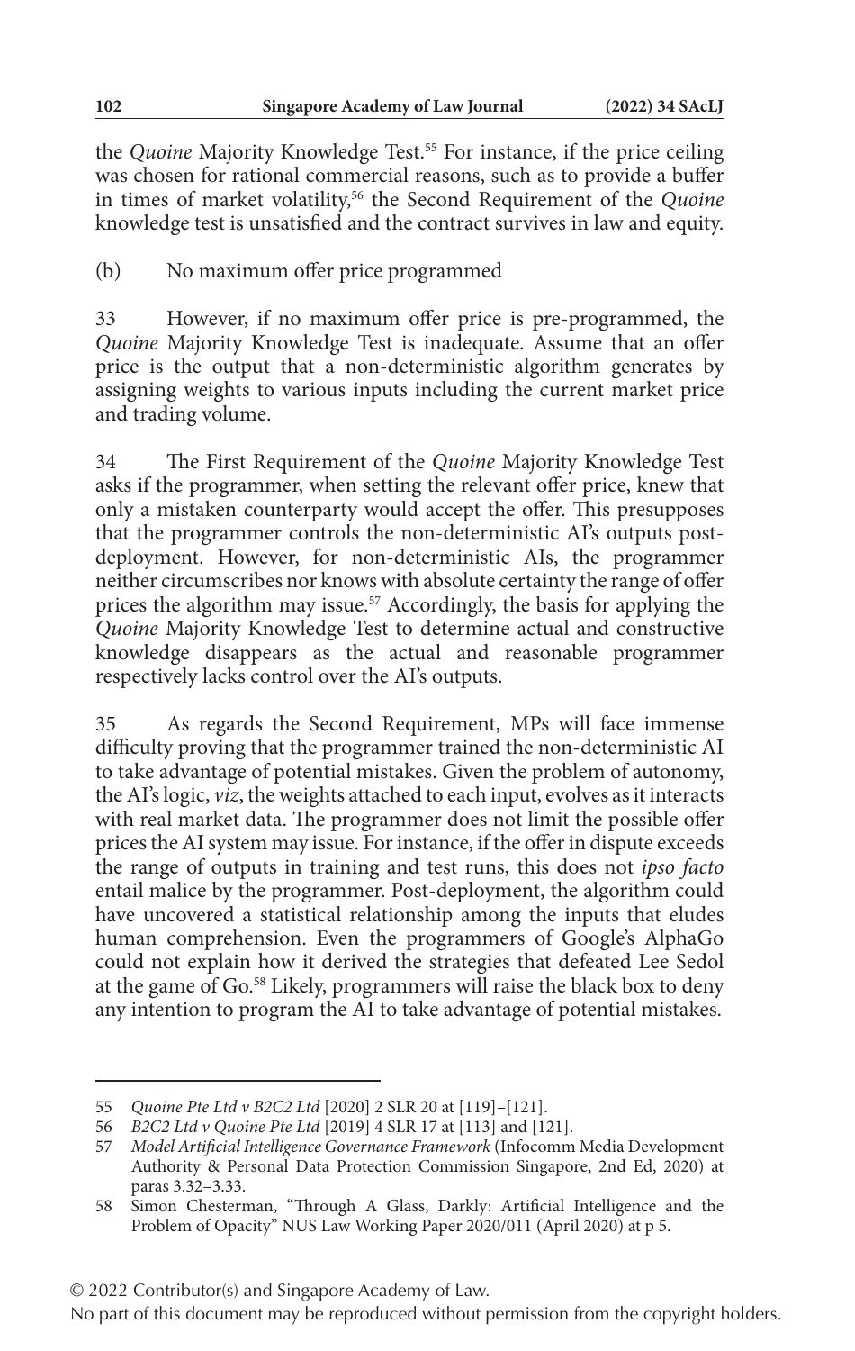the *Quoine* Majority Knowledge Test.[55] For instance, if the price ceiling was chosen for rational commercial reasons, such as to provide a buffer in times of market volatility,[56] the Second Requirement of the *Quoine* knowledge test is unsatisfied and the contract survives in law and equity.

(b) No maximum offer price programmed

33 However, if no maximum offer price is pre-programmed, the *Quoine* Majority Knowledge Test is inadequate. Assume that an offer price is the output that a non-deterministic algorithm generates by assigning weights to various inputs including the current market price and trading volume.

34 The First Requirement of the *Quoine* Majority Knowledge Test asks if the programmer, when setting the relevant offer price, knew that only a mistaken counterparty would accept the offer. This presupposes that the programmer controls the non-deterministic AI's outputs post-deployment. However, for non-deterministic AIs, the programmer neither circumscribes nor knows with absolute certainty the range of offer prices the algorithm may issue.[57] Accordingly, the basis for applying the *Quoine* Majority Knowledge Test to determine actual and constructive knowledge disappears as the actual and reasonable programmer respectively lacks control over the AI's outputs.

35 As regards the Second Requirement, MPs will face immense difficulty proving that the programmer trained the non-deterministic AI to take advantage of potential mistakes. Given the problem of autonomy, the AI's logic, *viz*, the weights attached to each input, evolves as it interacts with real market data. The programmer does not limit the possible offer prices the AI system may issue. For instance, if the offer in dispute exceeds the range of outputs in training and test runs, this does not *ipso facto* entail malice by the programmer. Post-deployment, the algorithm could have uncovered a statistical relationship among the inputs that eludes human comprehension. Even the programmers of Google's AlphaGo could not explain how it derived the strategies that defeated Lee Sedol at the game of Go.[58] Likely, programmers will raise the black box to deny any intention to program the AI to take advantage of potential mistakes.

---

55 *Quoine Pte Ltd v B2C2 Ltd* [2020] 2 SLR 20 at [119]–[121].

56 *B2C2 Ltd v Quoine Pte Ltd* [2019] 4 SLR 17 at [113] and [121].

57 *Model Artificial Intelligence Governance Framework* (Infocomm Media Development Authority & Personal Data Protection Commission Singapore, 2nd Ed, 2020) at paras 3.32–3.33.

58 Simon Chesterman, "Through A Glass, Darkly: Artificial Intelligence and the Problem of Opacity" NUS Law Working Paper 2020/011 (April 2020) at p 5.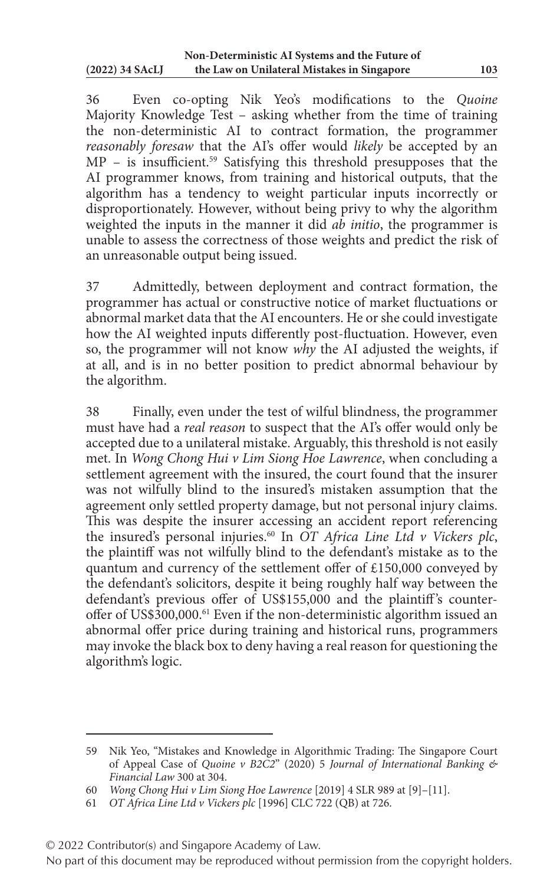36 Even co-opting Nik Yeo's modifications to the *Quoine* Majority Knowledge Test – asking whether from the time of training the non-deterministic AI to contract formation, the programmer *reasonably foresaw* that the AI's offer would *likely* be accepted by an MP – is insufficient.[59] Satisfying this threshold presupposes that the AI programmer knows, from training and historical outputs, that the algorithm has a tendency to weight particular inputs incorrectly or disproportionately. However, without being privy to why the algorithm weighted the inputs in the manner it did *ab initio*, the programmer is unable to assess the correctness of those weights and predict the risk of an unreasonable output being issued.

37 Admittedly, between deployment and contract formation, the programmer has actual or constructive notice of market fluctuations or abnormal market data that the AI encounters. He or she could investigate how the AI weighted inputs differently post-fluctuation. However, even so, the programmer will not know *why* the AI adjusted the weights, if at all, and is in no better position to predict abnormal behaviour by the algorithm.

38 Finally, even under the test of wilful blindness, the programmer must have had a *real reason* to suspect that the AI's offer would only be accepted due to a unilateral mistake. Arguably, this threshold is not easily met. In *Wong Chong Hui v Lim Siong Hoe Lawrence*, when concluding a settlement agreement with the insured, the court found that the insurer was not wilfully blind to the insured's mistaken assumption that the agreement only settled property damage, but not personal injury claims. This was despite the insurer accessing an accident report referencing the insured's personal injuries.[60] In *OT Africa Line Ltd v Vickers plc*, the plaintiff was not wilfully blind to the defendant's mistake as to the quantum and currency of the settlement offer of £150,000 conveyed by the defendant's solicitors, despite it being roughly half way between the defendant's previous offer of US$155,000 and the plaintiff's counter-offer of US$300,000.[61] Even if the non-deterministic algorithm issued an abnormal offer price during training and historical runs, programmers may invoke the black box to deny having a real reason for questioning the algorithm's logic.

---

59 Nik Yeo, "Mistakes and Knowledge in Algorithmic Trading: The Singapore Court of Appeal Case of *Quoine v B2C2*" (2020) 5 *Journal of International Banking & Financial Law* 300 at 304.

60 *Wong Chong Hui v Lim Siong Hoe Lawrence* [2019] 4 SLR 989 at [9]–[11].

61 *OT Africa Line Ltd v Vickers plc* [1996] CLC 722 (QB) at 726.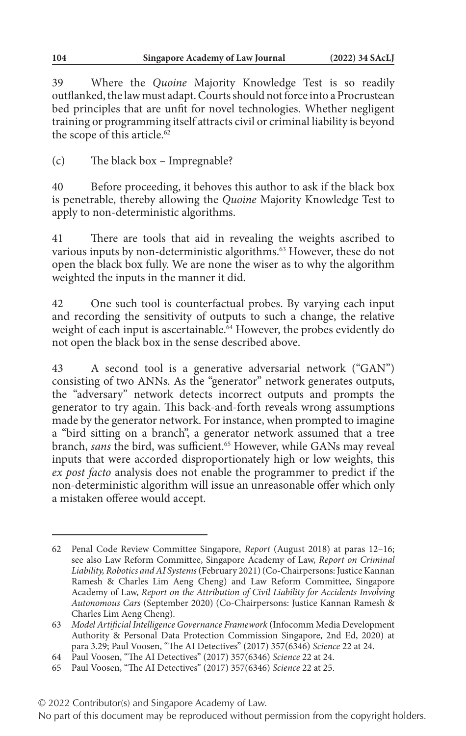39 Where the *Quoine* Majority Knowledge Test is so readily outflanked, the law must adapt. Courts should not force into a Procrustean bed principles that are unfit for novel technologies. Whether negligent training or programming itself attracts civil or criminal liability is beyond the scope of this article.[62]

(c) The black box – Impregnable?

40 Before proceeding, it behoves this author to ask if the black box is penetrable, thereby allowing the *Quoine* Majority Knowledge Test to apply to non-deterministic algorithms.

41 There are tools that aid in revealing the weights ascribed to various inputs by non-deterministic algorithms.[63] However, these do not open the black box fully. We are none the wiser as to why the algorithm weighted the inputs in the manner it did.

42 One such tool is counterfactual probes. By varying each input and recording the sensitivity of outputs to such a change, the relative weight of each input is ascertainable.[64] However, the probes evidently do not open the black box in the sense described above.

43 A second tool is a generative adversarial network ("GAN") consisting of two ANNs. As the "generator" network generates outputs, the "adversary" network detects incorrect outputs and prompts the generator to try again. This back-and-forth reveals wrong assumptions made by the generator network. For instance, when prompted to imagine a "bird sitting on a branch", a generator network assumed that a tree branch, *sans* the bird, was sufficient.[65] However, while GANs may reveal inputs that were accorded disproportionately high or low weights, this *ex post facto* analysis does not enable the programmer to predict if the non-deterministic algorithm will issue an unreasonable offer which only a mistaken offeree would accept.

---

62 Penal Code Review Committee Singapore, *Report* (August 2018) at paras 12–16; see also Law Reform Committee, Singapore Academy of Law, *Report on Criminal Liability, Robotics and AI Systems* (February 2021) (Co-Chairpersons: Justice Kannan Ramesh & Charles Lim Aeng Cheng) and Law Reform Committee, Singapore Academy of Law, *Report on the Attribution of Civil Liability for Accidents Involving Autonomous Cars* (September 2020) (Co-Chairpersons: Justice Kannan Ramesh & Charles Lim Aeng Cheng).

63 *Model Artificial Intelligence Governance Framework* (Infocomm Media Development Authority & Personal Data Protection Commission Singapore, 2nd Ed, 2020) at para 3.29; Paul Voosen, "The AI Detectives" (2017) 357(6346) *Science* 22 at 24.

64 Paul Voosen, "The AI Detectives" (2017) 357(6346) *Science* 22 at 24.

65 Paul Voosen, "The AI Detectives" (2017) 357(6346) *Science* 22 at 25.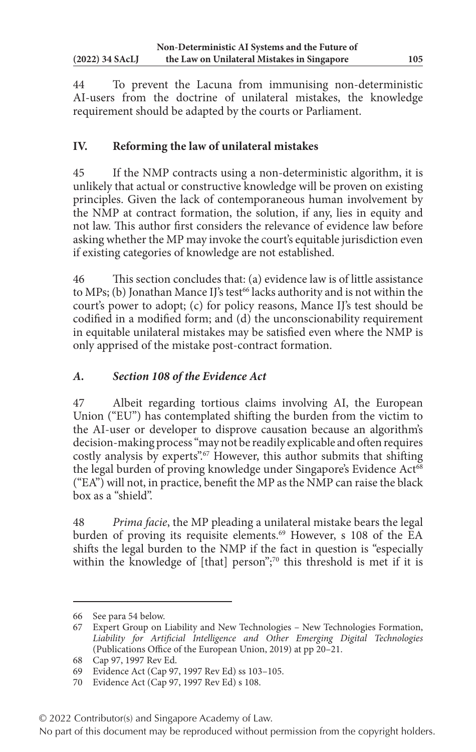44 To prevent the Lacuna from immunising non-deterministic AI-users from the doctrine of unilateral mistakes, the knowledge requirement should be adapted by the courts or Parliament.

## IV. Reforming the law of unilateral mistakes

45 If the NMP contracts using a non-deterministic algorithm, it is unlikely that actual or constructive knowledge will be proven on existing principles. Given the lack of contemporaneous human involvement by the NMP at contract formation, the solution, if any, lies in equity and not law. This author first considers the relevance of evidence law before asking whether the MP may invoke the court's equitable jurisdiction even if existing categories of knowledge are not established.

46 This section concludes that: (a) evidence law is of little assistance to MPs; (b) Jonathan Mance IJ's test[66] lacks authority and is not within the court's power to adopt; (c) for policy reasons, Mance IJ's test should be codified in a modified form; and (d) the unconscionability requirement in equitable unilateral mistakes may be satisfied even where the NMP is only apprised of the mistake post-contract formation.

### *A. Section 108 of the Evidence Act*

47 Albeit regarding tortious claims involving AI, the European Union ("EU") has contemplated shifting the burden from the victim to the AI-user or developer to disprove causation because an algorithm's decision-making process "may not be readily explicable and often requires costly analysis by experts".[67] However, this author submits that shifting the legal burden of proving knowledge under Singapore's Evidence Act[68] ("EA") will not, in practice, benefit the MP as the NMP can raise the black box as a "shield".

48 *Prima facie*, the MP pleading a unilateral mistake bears the legal burden of proving its requisite elements.[69] However, s 108 of the EA shifts the legal burden to the NMP if the fact in question is "especially within the knowledge of [that] person";[70] this threshold is met if it is

---

66 See para 54 below.

67 Expert Group on Liability and New Technologies – New Technologies Formation, *Liability for Artificial Intelligence and Other Emerging Digital Technologies* (Publications Office of the European Union, 2019) at pp 20–21.

68 Cap 97, 1997 Rev Ed.

69 Evidence Act (Cap 97, 1997 Rev Ed) ss 103–105.

70 Evidence Act (Cap 97, 1997 Rev Ed) s 108.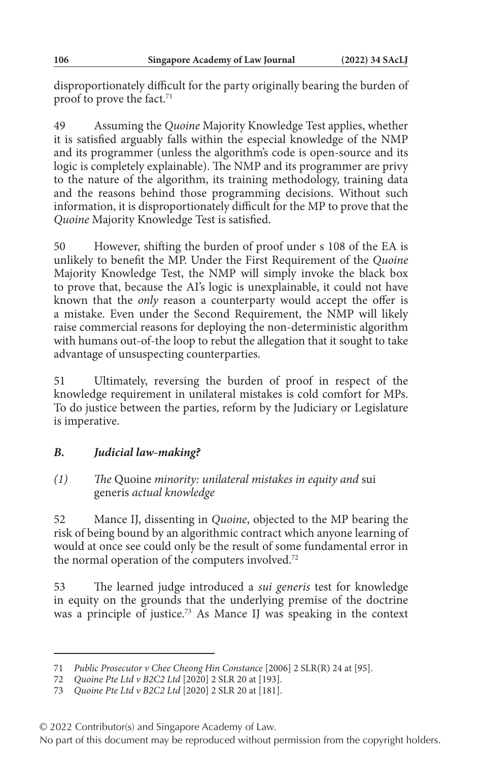disproportionately difficult for the party originally bearing the burden of proof to prove the fact.[71]

49 Assuming the *Quoine* Majority Knowledge Test applies, whether it is satisfied arguably falls within the especial knowledge of the NMP and its programmer (unless the algorithm's code is open-source and its logic is completely explainable). The NMP and its programmer are privy to the nature of the algorithm, its training methodology, training data and the reasons behind those programming decisions. Without such information, it is disproportionately difficult for the MP to prove that the *Quoine* Majority Knowledge Test is satisfied.

50 However, shifting the burden of proof under s 108 of the EA is unlikely to benefit the MP. Under the First Requirement of the *Quoine* Majority Knowledge Test, the NMP will simply invoke the black box to prove that, because the AI's logic is unexplainable, it could not have known that the *only* reason a counterparty would accept the offer is a mistake. Even under the Second Requirement, the NMP will likely raise commercial reasons for deploying the non-deterministic algorithm with humans out-of-the loop to rebut the allegation that it sought to take advantage of unsuspecting counterparties.

51 Ultimately, reversing the burden of proof in respect of the knowledge requirement in unilateral mistakes is cold comfort for MPs. To do justice between the parties, reform by the Judiciary or Legislature is imperative.

### *B. Judicial law-making?*

#### *(1) The* Quoine *minority: unilateral mistakes in equity and* sui generis *actual knowledge*

52 Mance IJ, dissenting in *Quoine*, objected to the MP bearing the risk of being bound by an algorithmic contract which anyone learning of would at once see could only be the result of some fundamental error in the normal operation of the computers involved.[72]

53 The learned judge introduced a *sui generis* test for knowledge in equity on the grounds that the underlying premise of the doctrine was a principle of justice.[73] As Mance IJ was speaking in the context

---

71 *Public Prosecutor v Chee Cheong Hin Constance* [2006] 2 SLR(R) 24 at [95].

72 *Quoine Pte Ltd v B2C2 Ltd* [2020] 2 SLR 20 at [193].

73 *Quoine Pte Ltd v B2C2 Ltd* [2020] 2 SLR 20 at [181].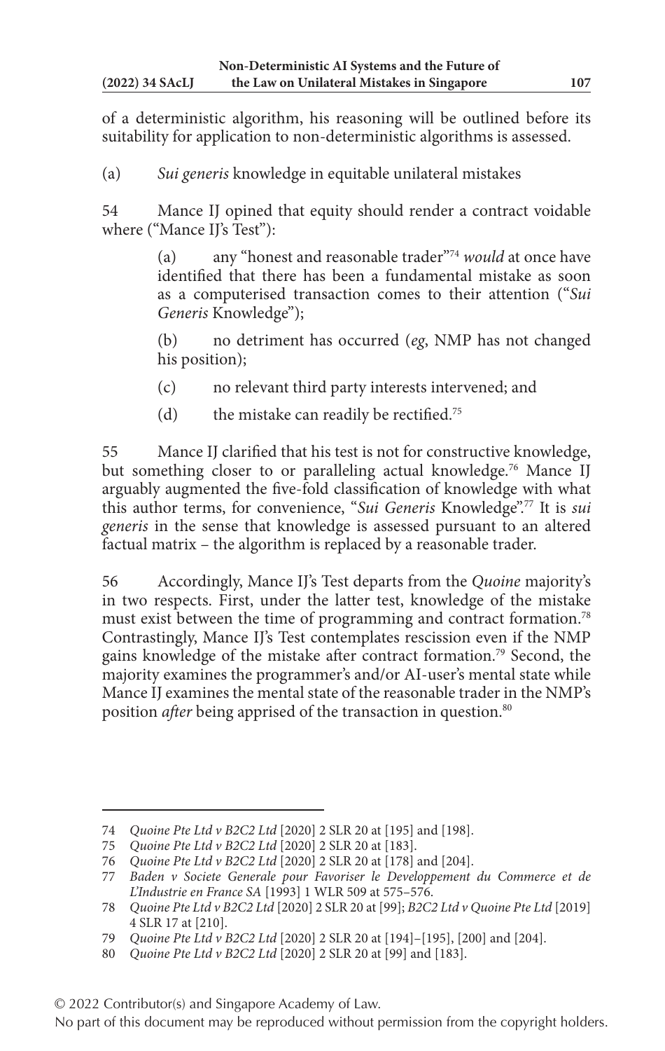of a deterministic algorithm, his reasoning will be outlined before its suitability for application to non-deterministic algorithms is assessed.

(a) *Sui generis* knowledge in equitable unilateral mistakes

54 Mance IJ opined that equity should render a contract voidable where ("Mance IJ's Test"):

> (a) any "honest and reasonable trader"[74] *would* at once have identified that there has been a fundamental mistake as soon as a computerised transaction comes to their attention ("*Sui Generis* Knowledge");
>
> (b) no detriment has occurred (*eg*, NMP has not changed his position);
>
> (c) no relevant third party interests intervened; and
>
> (d) the mistake can readily be rectified.[75]

55 Mance IJ clarified that his test is not for constructive knowledge, but something closer to or paralleling actual knowledge.[76] Mance IJ arguably augmented the five-fold classification of knowledge with what this author terms, for convenience, "*Sui Generis* Knowledge".[77] It is *sui generis* in the sense that knowledge is assessed pursuant to an altered factual matrix – the algorithm is replaced by a reasonable trader.

56 Accordingly, Mance IJ's Test departs from the *Quoine* majority's in two respects. First, under the latter test, knowledge of the mistake must exist between the time of programming and contract formation.[78] Contrastingly, Mance IJ's Test contemplates rescission even if the NMP gains knowledge of the mistake after contract formation.[79] Second, the majority examines the programmer's and/or AI-user's mental state while Mance IJ examines the mental state of the reasonable trader in the NMP's position *after* being apprised of the transaction in question.[80]

---

74 *Quoine Pte Ltd v B2C2 Ltd* [2020] 2 SLR 20 at [195] and [198].

75 *Quoine Pte Ltd v B2C2 Ltd* [2020] 2 SLR 20 at [183].

76 *Quoine Pte Ltd v B2C2 Ltd* [2020] 2 SLR 20 at [178] and [204].

77 *Baden v Societe Generale pour Favoriser le Developpement du Commerce et de L'Industrie en France SA* [1993] 1 WLR 509 at 575–576.

78 *Quoine Pte Ltd v B2C2 Ltd* [2020] 2 SLR 20 at [99]; *B2C2 Ltd v Quoine Pte Ltd* [2019] 4 SLR 17 at [210].

79 *Quoine Pte Ltd v B2C2 Ltd* [2020] 2 SLR 20 at [194]–[195], [200] and [204].

80 *Quoine Pte Ltd v B2C2 Ltd* [2020] 2 SLR 20 at [99] and [183].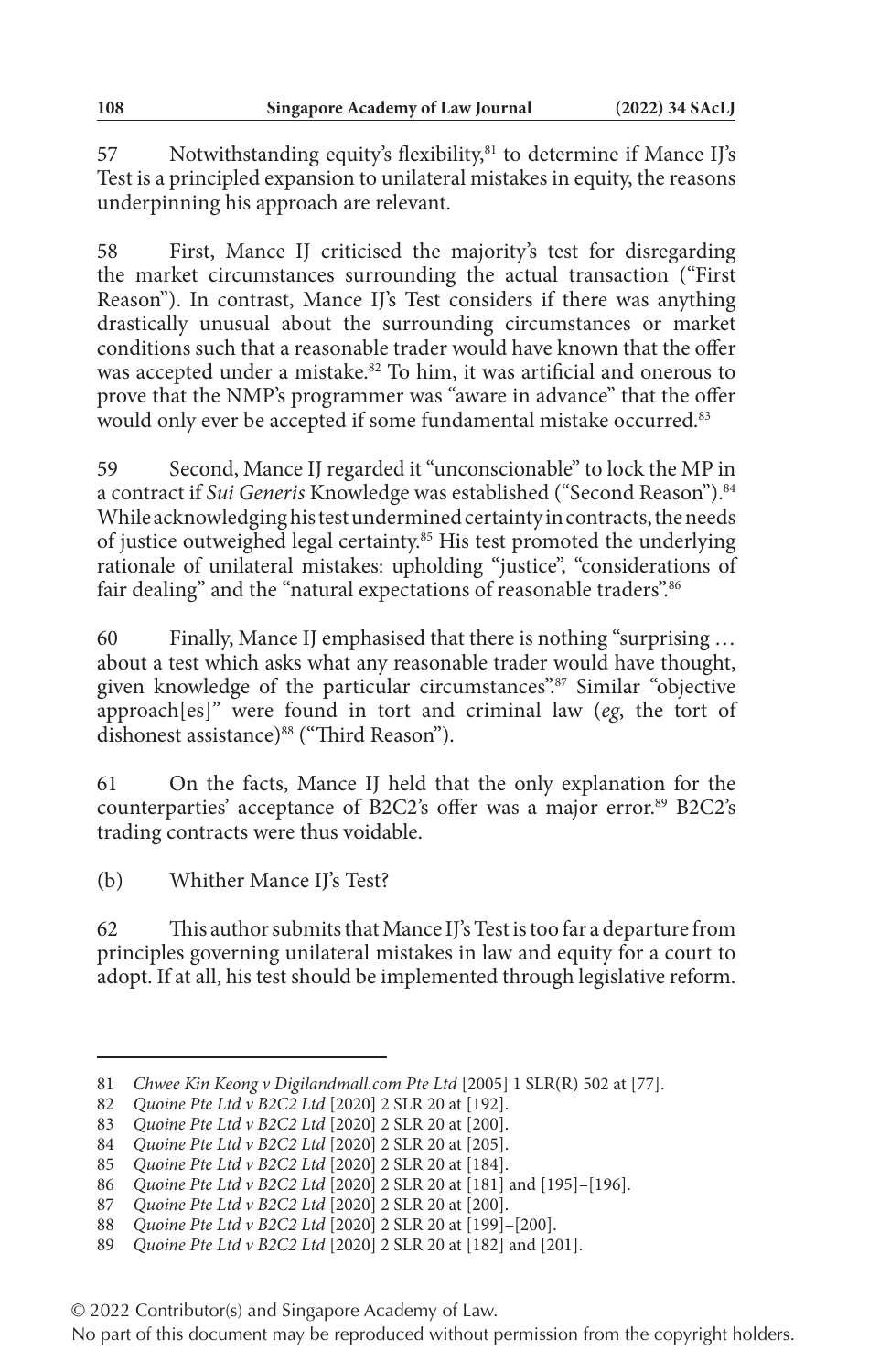57 Notwithstanding equity's flexibility,[81] to determine if Mance IJ's Test is a principled expansion to unilateral mistakes in equity, the reasons underpinning his approach are relevant.

58 First, Mance IJ criticised the majority's test for disregarding the market circumstances surrounding the actual transaction ("First Reason"). In contrast, Mance IJ's Test considers if there was anything drastically unusual about the surrounding circumstances or market conditions such that a reasonable trader would have known that the offer was accepted under a mistake.[82] To him, it was artificial and onerous to prove that the NMP's programmer was "aware in advance" that the offer would only ever be accepted if some fundamental mistake occurred.[83]

59 Second, Mance IJ regarded it "unconscionable" to lock the MP in a contract if *Sui Generis* Knowledge was established ("Second Reason").[84] While acknowledging his test undermined certainty in contracts, the needs of justice outweighed legal certainty.[85] His test promoted the underlying rationale of unilateral mistakes: upholding "justice", "considerations of fair dealing" and the "natural expectations of reasonable traders".[86]

60 Finally, Mance IJ emphasised that there is nothing "surprising … about a test which asks what any reasonable trader would have thought, given knowledge of the particular circumstances".[87] Similar "objective approach[es]" were found in tort and criminal law (*eg*, the tort of dishonest assistance)[88] ("Third Reason").

61 On the facts, Mance IJ held that the only explanation for the counterparties' acceptance of B2C2's offer was a major error.[89] B2C2's trading contracts were thus voidable.

(b) Whither Mance IJ's Test?

62 This author submits that Mance IJ's Test is too far a departure from principles governing unilateral mistakes in law and equity for a court to adopt. If at all, his test should be implemented through legislative reform.

---

81 *Chwee Kin Keong v Digilandmall.com Pte Ltd* [2005] 1 SLR(R) 502 at [77].

82 *Quoine Pte Ltd v B2C2 Ltd* [2020] 2 SLR 20 at [192].

83 *Quoine Pte Ltd v B2C2 Ltd* [2020] 2 SLR 20 at [200].

84 *Quoine Pte Ltd v B2C2 Ltd* [2020] 2 SLR 20 at [205].

85 *Quoine Pte Ltd v B2C2 Ltd* [2020] 2 SLR 20 at [184].

86 *Quoine Pte Ltd v B2C2 Ltd* [2020] 2 SLR 20 at [181] and [195]–[196].

87 *Quoine Pte Ltd v B2C2 Ltd* [2020] 2 SLR 20 at [200].

88 *Quoine Pte Ltd v B2C2 Ltd* [2020] 2 SLR 20 at [199]–[200].

89 *Quoine Pte Ltd v B2C2 Ltd* [2020] 2 SLR 20 at [182] and [201].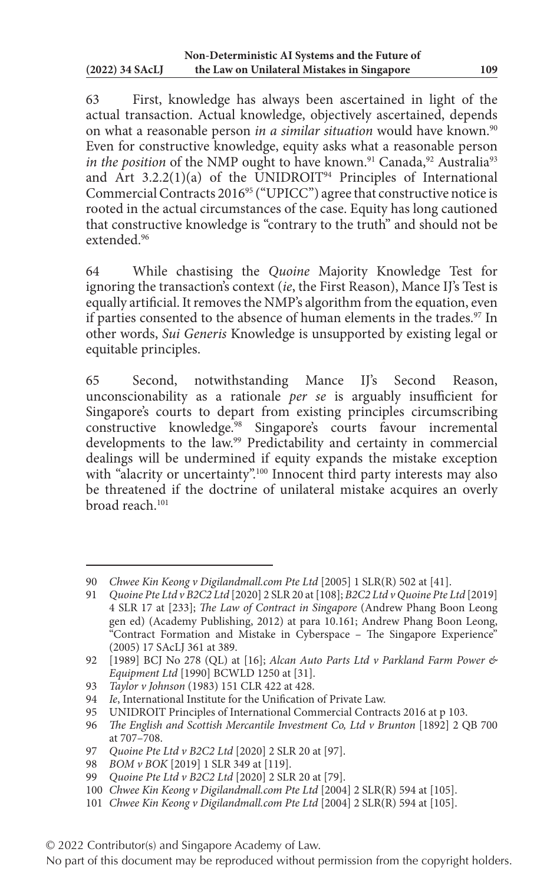63 First, knowledge has always been ascertained in light of the actual transaction. Actual knowledge, objectively ascertained, depends on what a reasonable person *in a similar situation* would have known.[90] Even for constructive knowledge, equity asks what a reasonable person *in the position* of the NMP ought to have known.[91] Canada,[92] Australia[93] and Art 3.2.2(1)(a) of the UNIDROIT[94] Principles of International Commercial Contracts 2016[95] ("UPICC") agree that constructive notice is rooted in the actual circumstances of the case. Equity has long cautioned that constructive knowledge is "contrary to the truth" and should not be extended.[96]

64 While chastising the *Quoine* Majority Knowledge Test for ignoring the transaction's context (*ie*, the First Reason), Mance IJ's Test is equally artificial. It removes the NMP's algorithm from the equation, even if parties consented to the absence of human elements in the trades.[97] In other words, *Sui Generis* Knowledge is unsupported by existing legal or equitable principles.

65 Second, notwithstanding Mance IJ's Second Reason, unconscionability as a rationale *per se* is arguably insufficient for Singapore's courts to depart from existing principles circumscribing constructive knowledge.[98] Singapore's courts favour incremental developments to the law.[99] Predictability and certainty in commercial dealings will be undermined if equity expands the mistake exception with "alacrity or uncertainty".[100] Innocent third party interests may also be threatened if the doctrine of unilateral mistake acquires an overly broad reach.[101]

---

90 *Chwee Kin Keong v Digilandmall.com Pte Ltd* [2005] 1 SLR(R) 502 at [41].

91 *Quoine Pte Ltd v B2C2 Ltd* [2020] 2 SLR 20 at [108]; *B2C2 Ltd v Quoine Pte Ltd* [2019] 4 SLR 17 at [233]; *The Law of Contract in Singapore* (Andrew Phang Boon Leong gen ed) (Academy Publishing, 2012) at para 10.161; Andrew Phang Boon Leong, "Contract Formation and Mistake in Cyberspace – The Singapore Experience" (2005) 17 SAcLJ 361 at 389.

92 [1989] BCJ No 278 (QL) at [16]; *Alcan Auto Parts Ltd v Parkland Farm Power & Equipment Ltd* [1990] BCWLD 1250 at [31].

93 *Taylor v Johnson* (1983) 151 CLR 422 at 428.

94 *Ie*, International Institute for the Unification of Private Law.

95 UNIDROIT Principles of International Commercial Contracts 2016 at p 103.

96 *The English and Scottish Mercantile Investment Co, Ltd v Brunton* [1892] 2 QB 700 at 707–708.

97 *Quoine Pte Ltd v B2C2 Ltd* [2020] 2 SLR 20 at [97].

98 *BOM v BOK* [2019] 1 SLR 349 at [119].

99 *Quoine Pte Ltd v B2C2 Ltd* [2020] 2 SLR 20 at [79].

100 *Chwee Kin Keong v Digilandmall.com Pte Ltd* [2004] 2 SLR(R) 594 at [105].

101 *Chwee Kin Keong v Digilandmall.com Pte Ltd* [2004] 2 SLR(R) 594 at [105].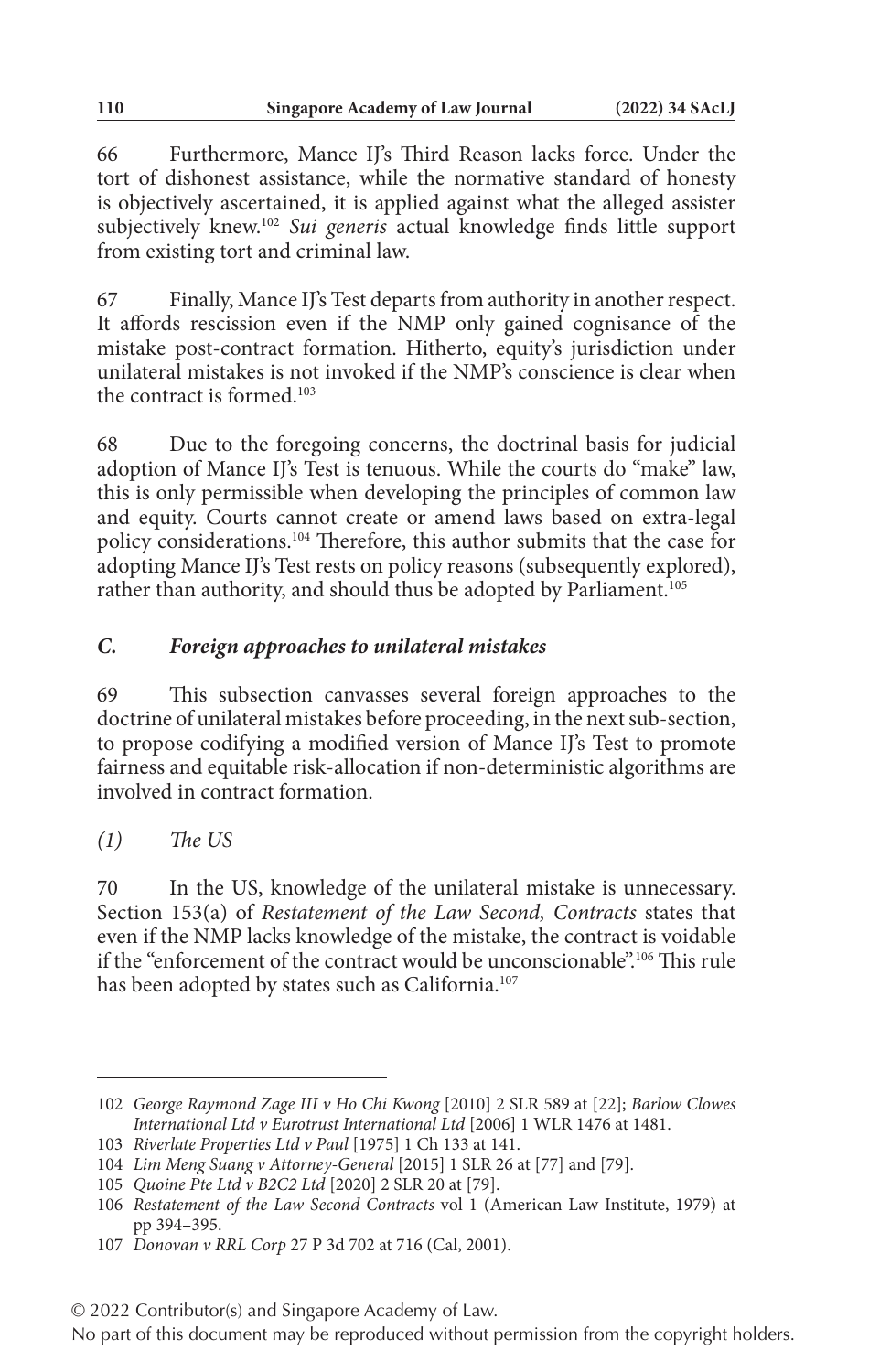66 Furthermore, Mance IJ's Third Reason lacks force. Under the tort of dishonest assistance, while the normative standard of honesty is objectively ascertained, it is applied against what the alleged assister subjectively knew.[102] *Sui generis* actual knowledge finds little support from existing tort and criminal law.

67 Finally, Mance IJ's Test departs from authority in another respect. It affords rescission even if the NMP only gained cognisance of the mistake post-contract formation. Hitherto, equity's jurisdiction under unilateral mistakes is not invoked if the NMP's conscience is clear when the contract is formed.[103]

68 Due to the foregoing concerns, the doctrinal basis for judicial adoption of Mance IJ's Test is tenuous. While the courts do "make" law, this is only permissible when developing the principles of common law and equity. Courts cannot create or amend laws based on extra-legal policy considerations.[104] Therefore, this author submits that the case for adopting Mance IJ's Test rests on policy reasons (subsequently explored), rather than authority, and should thus be adopted by Parliament.[105]

### *C. Foreign approaches to unilateral mistakes*

69 This subsection canvasses several foreign approaches to the doctrine of unilateral mistakes before proceeding, in the next sub-section, to propose codifying a modified version of Mance IJ's Test to promote fairness and equitable risk-allocation if non-deterministic algorithms are involved in contract formation.

#### *(1) The US*

70 In the US, knowledge of the unilateral mistake is unnecessary. Section 153(a) of *Restatement of the Law Second, Contracts* states that even if the NMP lacks knowledge of the mistake, the contract is voidable if the "enforcement of the contract would be unconscionable".[106] This rule has been adopted by states such as California.[107]

---

102 *George Raymond Zage III v Ho Chi Kwong* [2010] 2 SLR 589 at [22]; *Barlow Clowes International Ltd v Eurotrust International Ltd* [2006] 1 WLR 1476 at 1481.

103 *Riverlate Properties Ltd v Paul* [1975] 1 Ch 133 at 141.

104 *Lim Meng Suang v Attorney-General* [2015] 1 SLR 26 at [77] and [79].

105 *Quoine Pte Ltd v B2C2 Ltd* [2020] 2 SLR 20 at [79].

106 *Restatement of the Law Second Contracts* vol 1 (American Law Institute, 1979) at pp 394–395.

107 *Donovan v RRL Corp* 27 P 3d 702 at 716 (Cal, 2001).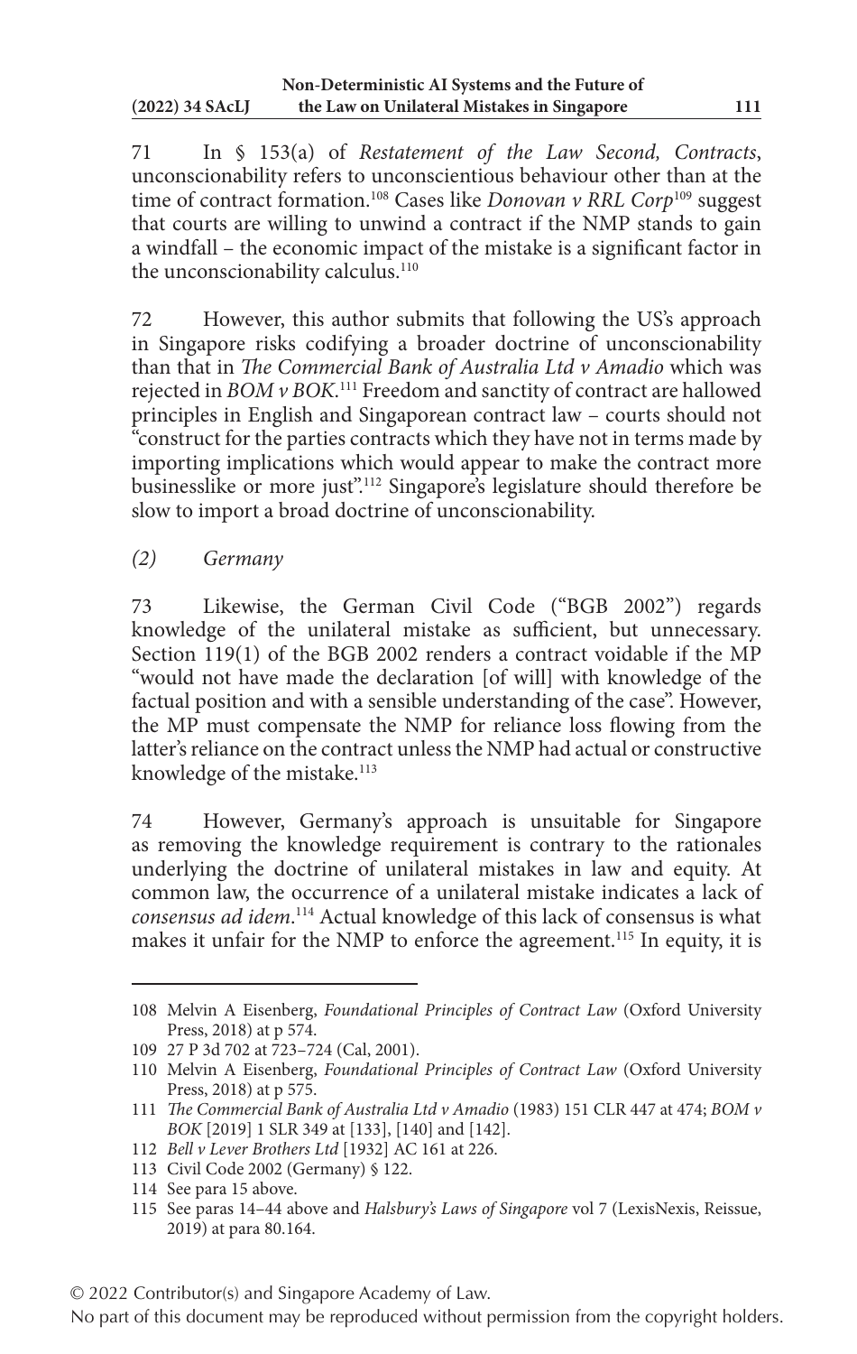71 In § 153(a) of *Restatement of the Law Second, Contracts*, unconscionability refers to unconscientious behaviour other than at the time of contract formation.[108] Cases like *Donovan v RRL Corp*[109] suggest that courts are willing to unwind a contract if the NMP stands to gain a windfall – the economic impact of the mistake is a significant factor in the unconscionability calculus.[110]

72 However, this author submits that following the US's approach in Singapore risks codifying a broader doctrine of unconscionability than that in *The Commercial Bank of Australia Ltd v Amadio* which was rejected in *BOM v BOK*.[111] Freedom and sanctity of contract are hallowed principles in English and Singaporean contract law – courts should not "construct for the parties contracts which they have not in terms made by importing implications which would appear to make the contract more businesslike or more just".[112] Singapore's legislature should therefore be slow to import a broad doctrine of unconscionability.

*(2) Germany*

73 Likewise, the German Civil Code ("BGB 2002") regards knowledge of the unilateral mistake as sufficient, but unnecessary. Section 119(1) of the BGB 2002 renders a contract voidable if the MP "would not have made the declaration [of will] with knowledge of the factual position and with a sensible understanding of the case". However, the MP must compensate the NMP for reliance loss flowing from the latter's reliance on the contract unless the NMP had actual or constructive knowledge of the mistake.[113]

74 However, Germany's approach is unsuitable for Singapore as removing the knowledge requirement is contrary to the rationales underlying the doctrine of unilateral mistakes in law and equity. At common law, the occurrence of a unilateral mistake indicates a lack of *consensus ad idem*.[114] Actual knowledge of this lack of consensus is what makes it unfair for the NMP to enforce the agreement.[115] In equity, it is

---

108 Melvin A Eisenberg, *Foundational Principles of Contract Law* (Oxford University Press, 2018) at p 574.

109 27 P 3d 702 at 723–724 (Cal, 2001).

110 Melvin A Eisenberg, *Foundational Principles of Contract Law* (Oxford University Press, 2018) at p 575.

111 *The Commercial Bank of Australia Ltd v Amadio* (1983) 151 CLR 447 at 474; *BOM v BOK* [2019] 1 SLR 349 at [133], [140] and [142].

112 *Bell v Lever Brothers Ltd* [1932] AC 161 at 226.

113 Civil Code 2002 (Germany) § 122.

114 See para 15 above.

115 See paras 14–44 above and *Halsbury's Laws of Singapore* vol 7 (LexisNexis, Reissue, 2019) at para 80.164.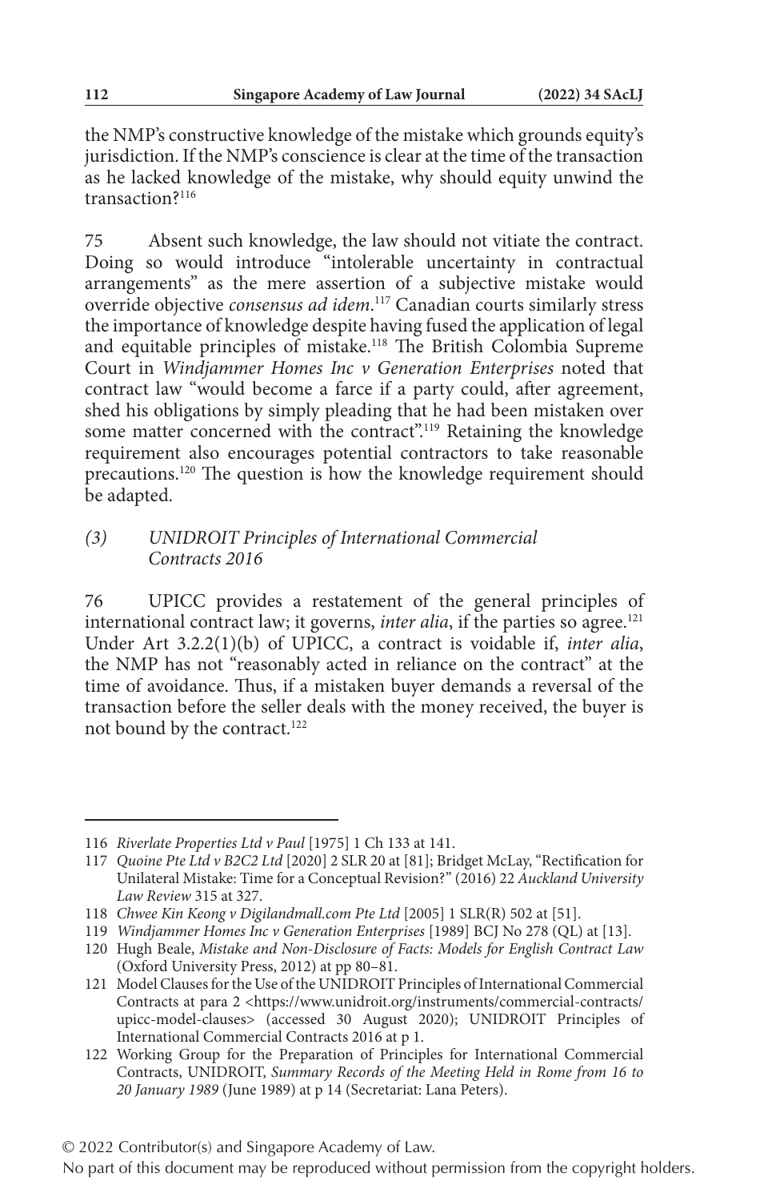the NMP's constructive knowledge of the mistake which grounds equity's jurisdiction. If the NMP's conscience is clear at the time of the transaction as he lacked knowledge of the mistake, why should equity unwind the transaction?[116]

75 Absent such knowledge, the law should not vitiate the contract. Doing so would introduce "intolerable uncertainty in contractual arrangements" as the mere assertion of a subjective mistake would override objective *consensus ad idem*.[117] Canadian courts similarly stress the importance of knowledge despite having fused the application of legal and equitable principles of mistake.[118] The British Colombia Supreme Court in *Windjammer Homes Inc v Generation Enterprises* noted that contract law "would become a farce if a party could, after agreement, shed his obligations by simply pleading that he had been mistaken over some matter concerned with the contract".[119] Retaining the knowledge requirement also encourages potential contractors to take reasonable precautions.[120] The question is how the knowledge requirement should be adapted.

### *(3) UNIDROIT Principles of International Commercial Contracts 2016*

76 UPICC provides a restatement of the general principles of international contract law; it governs, *inter alia*, if the parties so agree.[121] Under Art 3.2.2(1)(b) of UPICC, a contract is voidable if, *inter alia*, the NMP has not "reasonably acted in reliance on the contract" at the time of avoidance. Thus, if a mistaken buyer demands a reversal of the transaction before the seller deals with the money received, the buyer is not bound by the contract.[122]

---

116 *Riverlate Properties Ltd v Paul* [1975] 1 Ch 133 at 141.

117 *Quoine Pte Ltd v B2C2 Ltd* [2020] 2 SLR 20 at [81]; Bridget McLay, "Rectification for Unilateral Mistake: Time for a Conceptual Revision?" (2016) 22 *Auckland University Law Review* 315 at 327.

118 *Chwee Kin Keong v Digilandmall.com Pte Ltd* [2005] 1 SLR(R) 502 at [51].

119 *Windjammer Homes Inc v Generation Enterprises* [1989] BCJ No 278 (QL) at [13].

120 Hugh Beale, *Mistake and Non-Disclosure of Facts: Models for English Contract Law* (Oxford University Press, 2012) at pp 80–81.

121 Model Clauses for the Use of the UNIDROIT Principles of International Commercial Contracts at para 2 <https://www.unidroit.org/instruments/commercial-contracts/upicc-model-clauses> (accessed 30 August 2020); UNIDROIT Principles of International Commercial Contracts 2016 at p 1.

122 Working Group for the Preparation of Principles for International Commercial Contracts, UNIDROIT, *Summary Records of the Meeting Held in Rome from 16 to 20 January 1989* (June 1989) at p 14 (Secretariat: Lana Peters).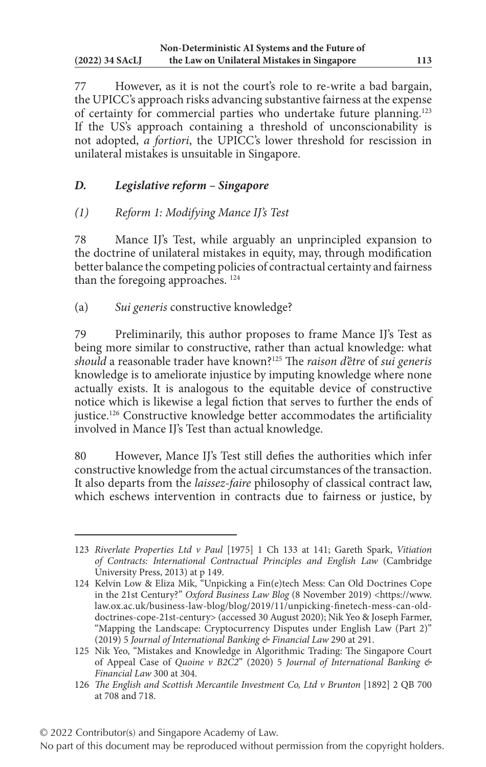77 However, as it is not the court's role to re-write a bad bargain, the UPICC's approach risks advancing substantive fairness at the expense of certainty for commercial parties who undertake future planning.[123] If the US's approach containing a threshold of unconscionability is not adopted, *a fortiori*, the UPICC's lower threshold for rescission in unilateral mistakes is unsuitable in Singapore.

### *D. Legislative reform – Singapore*

#### *(1) Reform 1: Modifying Mance IJ's Test*

78 Mance IJ's Test, while arguably an unprincipled expansion to the doctrine of unilateral mistakes in equity, may, through modification better balance the competing policies of contractual certainty and fairness than the foregoing approaches. [124]

(a) *Sui generis* constructive knowledge?

79 Preliminarily, this author proposes to frame Mance IJ's Test as being more similar to constructive, rather than actual knowledge: what *should* a reasonable trader have known?[125] The *raison d'être* of *sui generis* knowledge is to ameliorate injustice by imputing knowledge where none actually exists. It is analogous to the equitable device of constructive notice which is likewise a legal fiction that serves to further the ends of justice.[126] Constructive knowledge better accommodates the artificiality involved in Mance IJ's Test than actual knowledge.

80 However, Mance IJ's Test still defies the authorities which infer constructive knowledge from the actual circumstances of the transaction. It also departs from the *laissez-faire* philosophy of classical contract law, which eschews intervention in contracts due to fairness or justice, by

---

123 *Riverlate Properties Ltd v Paul* [1975] 1 Ch 133 at 141; Gareth Spark, *Vitiation of Contracts: International Contractual Principles and English Law* (Cambridge University Press, 2013) at p 149.

124 Kelvin Low & Eliza Mik, "Unpicking a Fin(e)tech Mess: Can Old Doctrines Cope in the 21st Century?" *Oxford Business Law Blog* (8 November 2019) <https://www.law.ox.ac.uk/business-law-blog/blog/2019/11/unpicking-finetech-mess-can-old-doctrines-cope-21st-century> (accessed 30 August 2020); Nik Yeo & Joseph Farmer, "Mapping the Landscape: Cryptocurrency Disputes under English Law (Part 2)" (2019) 5 *Journal of International Banking & Financial Law* 290 at 291.

125 Nik Yeo, "Mistakes and Knowledge in Algorithmic Trading: The Singapore Court of Appeal Case of *Quoine v B2C2*" (2020) 5 *Journal of International Banking & Financial Law* 300 at 304.

126 *The English and Scottish Mercantile Investment Co, Ltd v Brunton* [1892] 2 QB 700 at 708 and 718.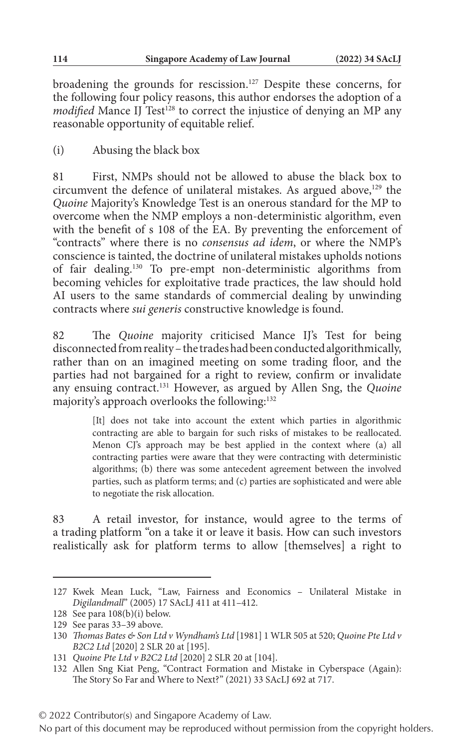broadening the grounds for rescission.[127] Despite these concerns, for the following four policy reasons, this author endorses the adoption of a *modified* Mance IJ Test[128] to correct the injustice of denying an MP any reasonable opportunity of equitable relief.

(i) Abusing the black box

81 First, NMPs should not be allowed to abuse the black box to circumvent the defence of unilateral mistakes. As argued above,[129] the *Quoine* Majority's Knowledge Test is an onerous standard for the MP to overcome when the NMP employs a non-deterministic algorithm, even with the benefit of s 108 of the EA. By preventing the enforcement of "contracts" where there is no *consensus ad idem*, or where the NMP's conscience is tainted, the doctrine of unilateral mistakes upholds notions of fair dealing.[130] To pre-empt non-deterministic algorithms from becoming vehicles for exploitative trade practices, the law should hold AI users to the same standards of commercial dealing by unwinding contracts where *sui generis* constructive knowledge is found.

82 The *Quoine* majority criticised Mance IJ's Test for being disconnected from reality – the trades had been conducted algorithmically, rather than on an imagined meeting on some trading floor, and the parties had not bargained for a right to review, confirm or invalidate any ensuing contract.[131] However, as argued by Allen Sng, the *Quoine* majority's approach overlooks the following:[132]

> [It] does not take into account the extent which parties in algorithmic contracting are able to bargain for such risks of mistakes to be reallocated. Menon CJ's approach may be best applied in the context where (a) all contracting parties were aware that they were contracting with deterministic algorithms; (b) there was some antecedent agreement between the involved parties, such as platform terms; and (c) parties are sophisticated and were able to negotiate the risk allocation.

83 A retail investor, for instance, would agree to the terms of a trading platform "on a take it or leave it basis. How can such investors realistically ask for platform terms to allow [themselves] a right to

---

127 Kwek Mean Luck, "Law, Fairness and Economics – Unilateral Mistake in *Digilandmall*" (2005) 17 SAcLJ 411 at 411–412.

128 See para 108(b)(i) below.

129 See paras 33–39 above.

130 *Thomas Bates & Son Ltd v Wyndham's Ltd* [1981] 1 WLR 505 at 520; *Quoine Pte Ltd v B2C2 Ltd* [2020] 2 SLR 20 at [195].

131 *Quoine Pte Ltd v B2C2 Ltd* [2020] 2 SLR 20 at [104].

132 Allen Sng Kiat Peng, "Contract Formation and Mistake in Cyberspace (Again): The Story So Far and Where to Next?" (2021) 33 SAcLJ 692 at 717.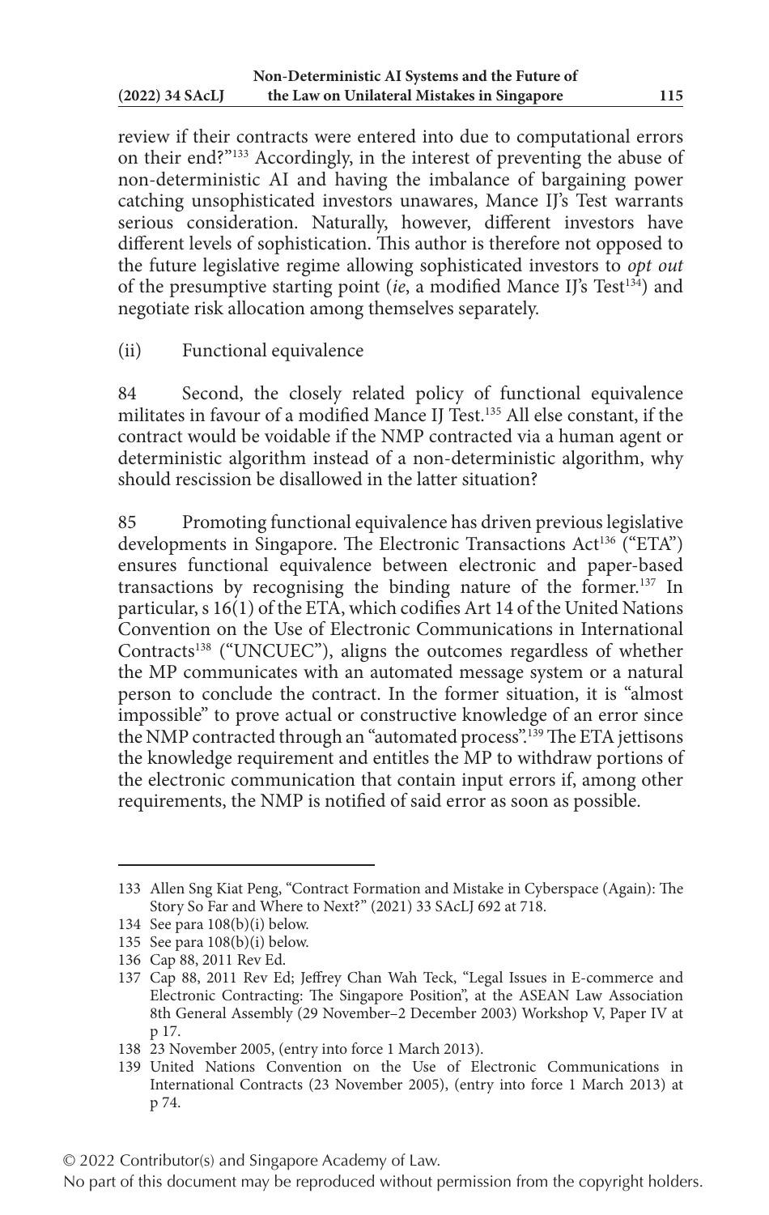review if their contracts were entered into due to computational errors on their end?"[133] Accordingly, in the interest of preventing the abuse of non-deterministic AI and having the imbalance of bargaining power catching unsophisticated investors unawares, Mance IJ's Test warrants serious consideration. Naturally, however, different investors have different levels of sophistication. This author is therefore not opposed to the future legislative regime allowing sophisticated investors to *opt out* of the presumptive starting point (*ie*, a modified Mance IJ's Test[134]) and negotiate risk allocation among themselves separately.

(ii) Functional equivalence

84 Second, the closely related policy of functional equivalence militates in favour of a modified Mance IJ Test.[135] All else constant, if the contract would be voidable if the NMP contracted via a human agent or deterministic algorithm instead of a non-deterministic algorithm, why should rescission be disallowed in the latter situation?

85 Promoting functional equivalence has driven previous legislative developments in Singapore. The Electronic Transactions Act[136] ("ETA") ensures functional equivalence between electronic and paper-based transactions by recognising the binding nature of the former.[137] In particular, s 16(1) of the ETA, which codifies Art 14 of the United Nations Convention on the Use of Electronic Communications in International Contracts[138] ("UNCUEC"), aligns the outcomes regardless of whether the MP communicates with an automated message system or a natural person to conclude the contract. In the former situation, it is "almost impossible" to prove actual or constructive knowledge of an error since the NMP contracted through an "automated process".[139] The ETA jettisons the knowledge requirement and entitles the MP to withdraw portions of the electronic communication that contain input errors if, among other requirements, the NMP is notified of said error as soon as possible.

---

133 Allen Sng Kiat Peng, "Contract Formation and Mistake in Cyberspace (Again): The Story So Far and Where to Next?" (2021) 33 SAcLJ 692 at 718.

134 See para 108(b)(i) below.

135 See para 108(b)(i) below.

136 Cap 88, 2011 Rev Ed.

137 Cap 88, 2011 Rev Ed; Jeffrey Chan Wah Teck, "Legal Issues in E-commerce and Electronic Contracting: The Singapore Position", at the ASEAN Law Association 8th General Assembly (29 November–2 December 2003) Workshop V, Paper IV at p 17.

138 23 November 2005, (entry into force 1 March 2013).

139 United Nations Convention on the Use of Electronic Communications in International Contracts (23 November 2005), (entry into force 1 March 2013) at p 74.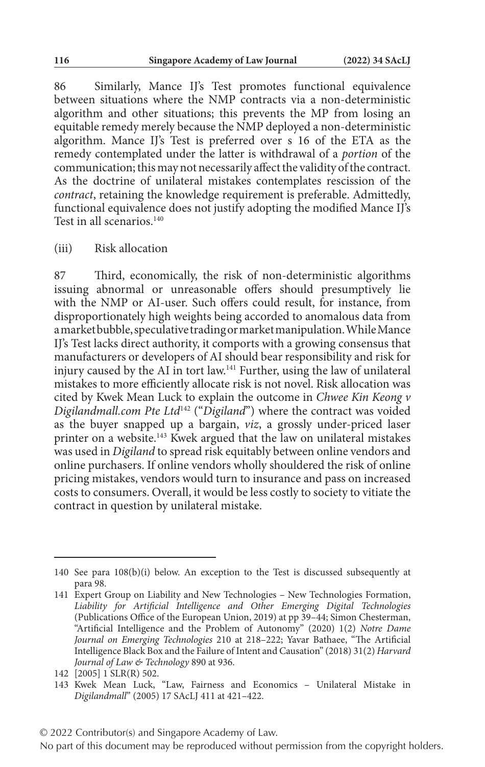86 Similarly, Mance IJ's Test promotes functional equivalence between situations where the NMP contracts via a non-deterministic algorithm and other situations; this prevents the MP from losing an equitable remedy merely because the NMP deployed a non-deterministic algorithm. Mance IJ's Test is preferred over s 16 of the ETA as the remedy contemplated under the latter is withdrawal of a *portion* of the communication; this may not necessarily affect the validity of the contract. As the doctrine of unilateral mistakes contemplates rescission of the *contract*, retaining the knowledge requirement is preferable. Admittedly, functional equivalence does not justify adopting the modified Mance IJ's Test in all scenarios.[140]

(iii) Risk allocation

87 Third, economically, the risk of non-deterministic algorithms issuing abnormal or unreasonable offers should presumptively lie with the NMP or AI-user. Such offers could result, for instance, from disproportionately high weights being accorded to anomalous data from a market bubble, speculative trading or market manipulation. While Mance IJ's Test lacks direct authority, it comports with a growing consensus that manufacturers or developers of AI should bear responsibility and risk for injury caused by the AI in tort law.[141] Further, using the law of unilateral mistakes to more efficiently allocate risk is not novel. Risk allocation was cited by Kwek Mean Luck to explain the outcome in *Chwee Kin Keong v Digilandmall.com Pte Ltd*[142] ("*Digiland*") where the contract was voided as the buyer snapped up a bargain, *viz*, a grossly under-priced laser printer on a website.[143] Kwek argued that the law on unilateral mistakes was used in *Digiland* to spread risk equitably between online vendors and online purchasers. If online vendors wholly shouldered the risk of online pricing mistakes, vendors would turn to insurance and pass on increased costs to consumers. Overall, it would be less costly to society to vitiate the contract in question by unilateral mistake.

---

140 See para 108(b)(i) below. An exception to the Test is discussed subsequently at para 98.

141 Expert Group on Liability and New Technologies – New Technologies Formation, *Liability for Artificial Intelligence and Other Emerging Digital Technologies* (Publications Office of the European Union, 2019) at pp 39–44; Simon Chesterman, "Artificial Intelligence and the Problem of Autonomy" (2020) 1(2) *Notre Dame Journal on Emerging Technologies* 210 at 218–222; Yavar Bathaee, "The Artificial Intelligence Black Box and the Failure of Intent and Causation" (2018) 31(2) *Harvard Journal of Law & Technology* 890 at 936.

142 [2005] 1 SLR(R) 502.

143 Kwek Mean Luck, "Law, Fairness and Economics – Unilateral Mistake in *Digilandmall*" (2005) 17 SAcLJ 411 at 421–422.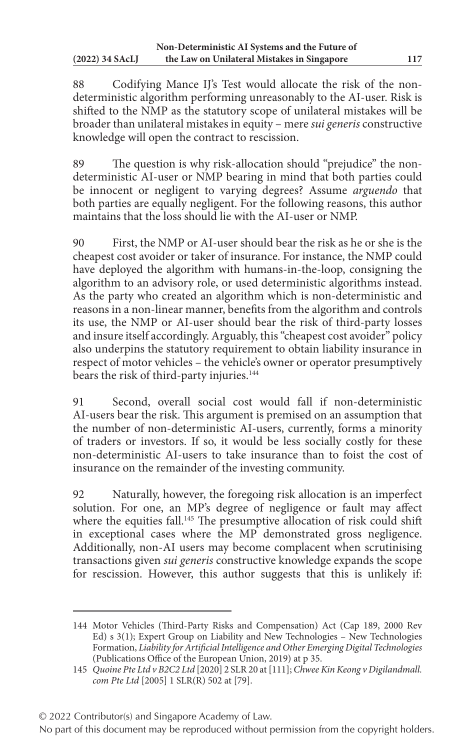88 Codifying Mance IJ's Test would allocate the risk of the non-deterministic algorithm performing unreasonably to the AI-user. Risk is shifted to the NMP as the statutory scope of unilateral mistakes will be broader than unilateral mistakes in equity – mere *sui generis* constructive knowledge will open the contract to rescission.

89 The question is why risk-allocation should "prejudice" the non-deterministic AI-user or NMP bearing in mind that both parties could be innocent or negligent to varying degrees? Assume *arguendo* that both parties are equally negligent. For the following reasons, this author maintains that the loss should lie with the AI-user or NMP.

90 First, the NMP or AI-user should bear the risk as he or she is the cheapest cost avoider or taker of insurance. For instance, the NMP could have deployed the algorithm with humans-in-the-loop, consigning the algorithm to an advisory role, or used deterministic algorithms instead. As the party who created an algorithm which is non-deterministic and reasons in a non-linear manner, benefits from the algorithm and controls its use, the NMP or AI-user should bear the risk of third-party losses and insure itself accordingly. Arguably, this "cheapest cost avoider" policy also underpins the statutory requirement to obtain liability insurance in respect of motor vehicles – the vehicle's owner or operator presumptively bears the risk of third-party injuries.[144]

91 Second, overall social cost would fall if non-deterministic AI-users bear the risk. This argument is premised on an assumption that the number of non-deterministic AI-users, currently, forms a minority of traders or investors. If so, it would be less socially costly for these non-deterministic AI-users to take insurance than to foist the cost of insurance on the remainder of the investing community.

92 Naturally, however, the foregoing risk allocation is an imperfect solution. For one, an MP's degree of negligence or fault may affect where the equities fall.[145] The presumptive allocation of risk could shift in exceptional cases where the MP demonstrated gross negligence. Additionally, non-AI users may become complacent when scrutinising transactions given *sui generis* constructive knowledge expands the scope for rescission. However, this author suggests that this is unlikely if:

---

144 Motor Vehicles (Third-Party Risks and Compensation) Act (Cap 189, 2000 Rev Ed) s 3(1); Expert Group on Liability and New Technologies – New Technologies Formation, *Liability for Artificial Intelligence and Other Emerging Digital Technologies* (Publications Office of the European Union, 2019) at p 35.

145 *Quoine Pte Ltd v B2C2 Ltd* [2020] 2 SLR 20 at [111]; *Chwee Kin Keong v Digilandmall.com Pte Ltd* [2005] 1 SLR(R) 502 at [79].

© 2022 Contributor(s) and Singapore Academy of Law.
No part of this document may be reproduced without permission from the copyright holders.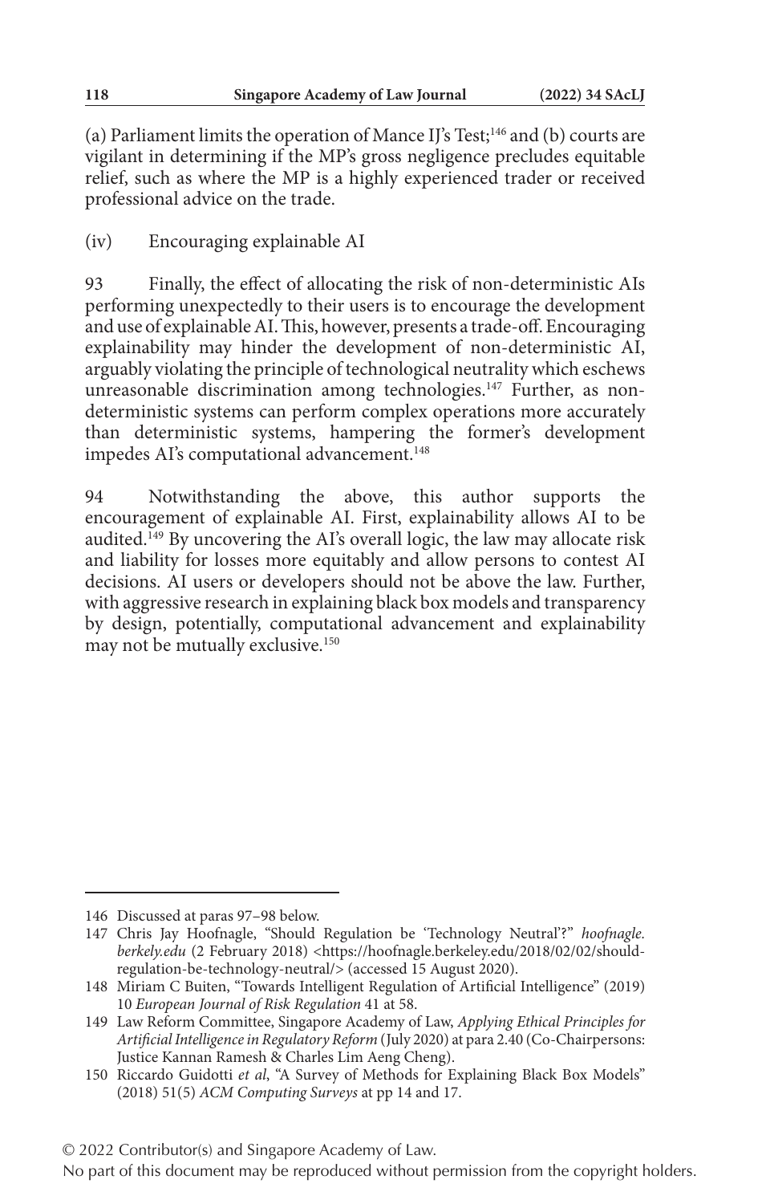(a) Parliament limits the operation of Mance IJ's Test;[146] and (b) courts are vigilant in determining if the MP's gross negligence precludes equitable relief, such as where the MP is a highly experienced trader or received professional advice on the trade.

(iv) Encouraging explainable AI

93 Finally, the effect of allocating the risk of non-deterministic AIs performing unexpectedly to their users is to encourage the development and use of explainable AI. This, however, presents a trade-off. Encouraging explainability may hinder the development of non-deterministic AI, arguably violating the principle of technological neutrality which eschews unreasonable discrimination among technologies.[147] Further, as non-deterministic systems can perform complex operations more accurately than deterministic systems, hampering the former's development impedes AI's computational advancement.[148]

94 Notwithstanding the above, this author supports the encouragement of explainable AI. First, explainability allows AI to be audited.[149] By uncovering the AI's overall logic, the law may allocate risk and liability for losses more equitably and allow persons to contest AI decisions. AI users or developers should not be above the law. Further, with aggressive research in explaining black box models and transparency by design, potentially, computational advancement and explainability may not be mutually exclusive.[150]

---

146 Discussed at paras 97–98 below.

147 Chris Jay Hoofnagle, "Should Regulation be 'Technology Neutral'?" *hoofnagle.berkely.edu* (2 February 2018) <https://hoofnagle.berkeley.edu/2018/02/02/should-regulation-be-technology-neutral/> (accessed 15 August 2020).

148 Miriam C Buiten, "Towards Intelligent Regulation of Artificial Intelligence" (2019) 10 *European Journal of Risk Regulation* 41 at 58.

149 Law Reform Committee, Singapore Academy of Law, *Applying Ethical Principles for Artificial Intelligence in Regulatory Reform* (July 2020) at para 2.40 (Co-Chairpersons: Justice Kannan Ramesh & Charles Lim Aeng Cheng).

150 Riccardo Guidotti *et al*, "A Survey of Methods for Explaining Black Box Models" (2018) 51(5) *ACM Computing Surveys* at pp 14 and 17.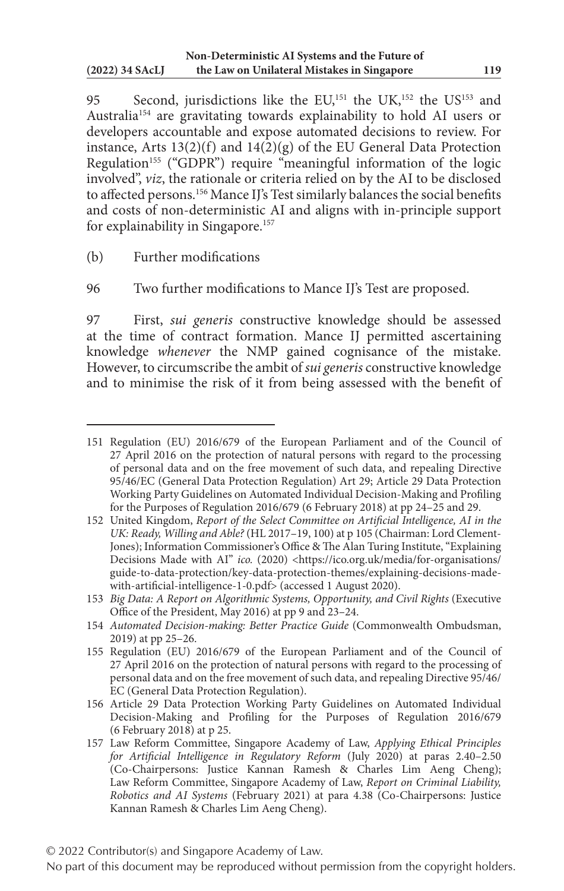95 Second, jurisdictions like the EU,[151] the UK,[152] the US[153] and Australia[154] are gravitating towards explainability to hold AI users or developers accountable and expose automated decisions to review. For instance, Arts 13(2)(f) and 14(2)(g) of the EU General Data Protection Regulation[155] ("GDPR") require "meaningful information of the logic involved", *viz*, the rationale or criteria relied on by the AI to be disclosed to affected persons.[156] Mance IJ's Test similarly balances the social benefits and costs of non-deterministic AI and aligns with in-principle support for explainability in Singapore.[157]

(b) Further modifications

96 Two further modifications to Mance IJ's Test are proposed.

97 First, *sui generis* constructive knowledge should be assessed at the time of contract formation. Mance IJ permitted ascertaining knowledge *whenever* the NMP gained cognisance of the mistake. However, to circumscribe the ambit of *sui generis* constructive knowledge and to minimise the risk of it from being assessed with the benefit of

---

151 Regulation (EU) 2016/679 of the European Parliament and of the Council of 27 April 2016 on the protection of natural persons with regard to the processing of personal data and on the free movement of such data, and repealing Directive 95/46/EC (General Data Protection Regulation) Art 29; Article 29 Data Protection Working Party Guidelines on Automated Individual Decision-Making and Profiling for the Purposes of Regulation 2016/679 (6 February 2018) at pp 24–25 and 29.

152 United Kingdom, *Report of the Select Committee on Artificial Intelligence, AI in the UK: Ready, Willing and Able?* (HL 2017–19, 100) at p 105 (Chairman: Lord Clement-Jones); Information Commissioner's Office & The Alan Turing Institute, "Explaining Decisions Made with AI" *ico.* (2020) <https://ico.org.uk/media/for-organisations/guide-to-data-protection/key-data-protection-themes/explaining-decisions-made-with-artificial-intelligence-1-0.pdf> (accessed 1 August 2020).

153 *Big Data: A Report on Algorithmic Systems, Opportunity, and Civil Rights* (Executive Office of the President, May 2016) at pp 9 and 23–24.

154 *Automated Decision-making: Better Practice Guide* (Commonwealth Ombudsman, 2019) at pp 25–26.

155 Regulation (EU) 2016/679 of the European Parliament and of the Council of 27 April 2016 on the protection of natural persons with regard to the processing of personal data and on the free movement of such data, and repealing Directive 95/46/EC (General Data Protection Regulation).

156 Article 29 Data Protection Working Party Guidelines on Automated Individual Decision-Making and Profiling for the Purposes of Regulation 2016/679 (6 February 2018) at p 25.

157 Law Reform Committee, Singapore Academy of Law, *Applying Ethical Principles for Artificial Intelligence in Regulatory Reform* (July 2020) at paras 2.40–2.50 (Co-Chairpersons: Justice Kannan Ramesh & Charles Lim Aeng Cheng); Law Reform Committee, Singapore Academy of Law, *Report on Criminal Liability, Robotics and AI Systems* (February 2021) at para 4.38 (Co-Chairpersons: Justice Kannan Ramesh & Charles Lim Aeng Cheng).

© 2022 Contributor(s) and Singapore Academy of Law.
No part of this document may be reproduced without permission from the copyright holders.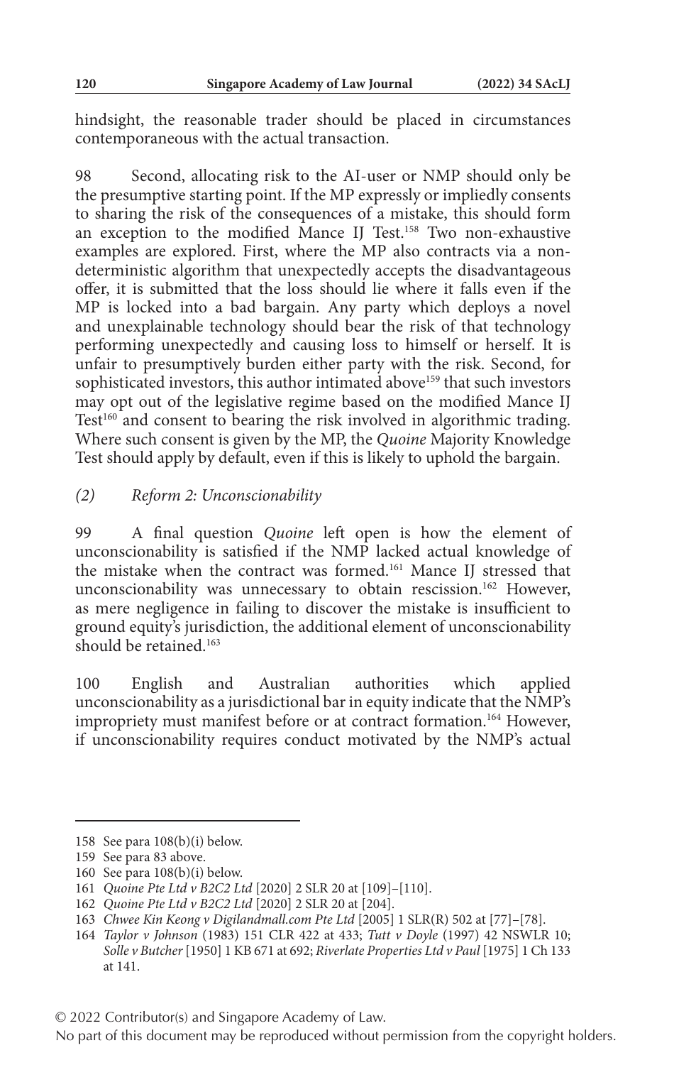hindsight, the reasonable trader should be placed in circumstances contemporaneous with the actual transaction.

98 Second, allocating risk to the AI-user or NMP should only be the presumptive starting point. If the MP expressly or impliedly consents to sharing the risk of the consequences of a mistake, this should form an exception to the modified Mance IJ Test.[158] Two non-exhaustive examples are explored. First, where the MP also contracts via a non-deterministic algorithm that unexpectedly accepts the disadvantageous offer, it is submitted that the loss should lie where it falls even if the MP is locked into a bad bargain. Any party which deploys a novel and unexplainable technology should bear the risk of that technology performing unexpectedly and causing loss to himself or herself. It is unfair to presumptively burden either party with the risk. Second, for sophisticated investors, this author intimated above[159] that such investors may opt out of the legislative regime based on the modified Mance IJ Test[160] and consent to bearing the risk involved in algorithmic trading. Where such consent is given by the MP, the *Quoine* Majority Knowledge Test should apply by default, even if this is likely to uphold the bargain.

### *(2) Reform 2: Unconscionability*

99 A final question *Quoine* left open is how the element of unconscionability is satisfied if the NMP lacked actual knowledge of the mistake when the contract was formed.[161] Mance IJ stressed that unconscionability was unnecessary to obtain rescission.[162] However, as mere negligence in failing to discover the mistake is insufficient to ground equity's jurisdiction, the additional element of unconscionability should be retained.[163]

100 English and Australian authorities which applied unconscionability as a jurisdictional bar in equity indicate that the NMP's impropriety must manifest before or at contract formation.[164] However, if unconscionability requires conduct motivated by the NMP's actual

---

158 See para 108(b)(i) below.

159 See para 83 above.

160 See para 108(b)(i) below.

161 *Quoine Pte Ltd v B2C2 Ltd* [2020] 2 SLR 20 at [109]–[110].

162 *Quoine Pte Ltd v B2C2 Ltd* [2020] 2 SLR 20 at [204].

163 *Chwee Kin Keong v Digilandmall.com Pte Ltd* [2005] 1 SLR(R) 502 at [77]–[78].

164 *Taylor v Johnson* (1983) 151 CLR 422 at 433; *Tutt v Doyle* (1997) 42 NSWLR 10; *Solle v Butcher* [1950] 1 KB 671 at 692; *Riverlate Properties Ltd v Paul* [1975] 1 Ch 133 at 141.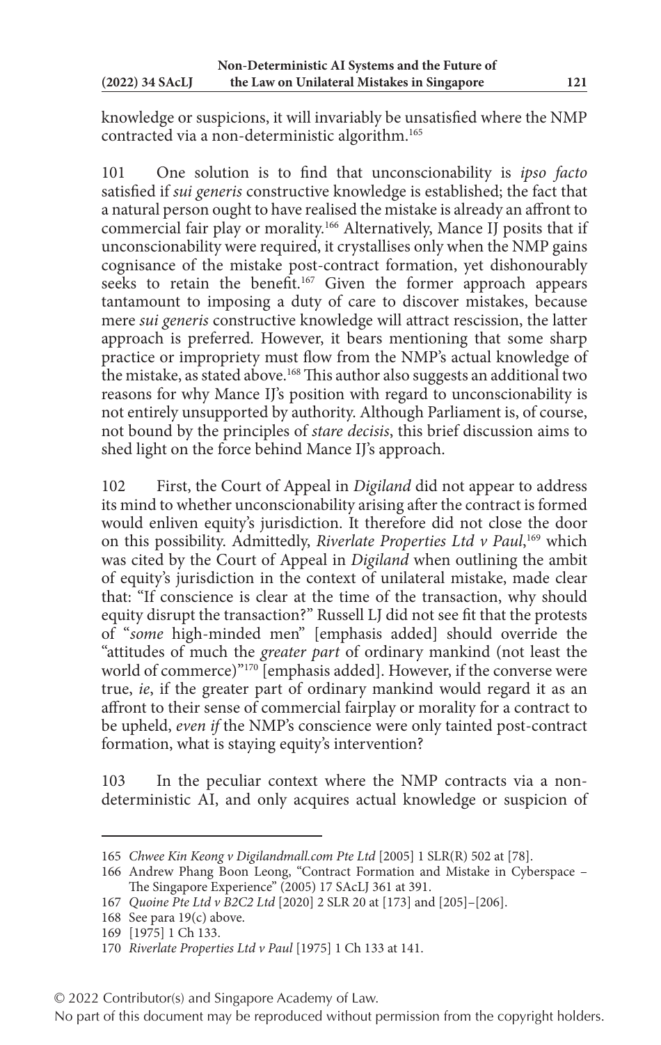knowledge or suspicions, it will invariably be unsatisfied where the NMP contracted via a non-deterministic algorithm.[165]

101 One solution is to find that unconscionability is *ipso facto* satisfied if *sui generis* constructive knowledge is established; the fact that a natural person ought to have realised the mistake is already an affront to commercial fair play or morality.[166] Alternatively, Mance IJ posits that if unconscionability were required, it crystallises only when the NMP gains cognisance of the mistake post-contract formation, yet dishonourably seeks to retain the benefit.[167] Given the former approach appears tantamount to imposing a duty of care to discover mistakes, because mere *sui generis* constructive knowledge will attract rescission, the latter approach is preferred. However, it bears mentioning that some sharp practice or impropriety must flow from the NMP's actual knowledge of the mistake, as stated above.[168] This author also suggests an additional two reasons for why Mance IJ's position with regard to unconscionability is not entirely unsupported by authority. Although Parliament is, of course, not bound by the principles of *stare decisis*, this brief discussion aims to shed light on the force behind Mance IJ's approach.

102 First, the Court of Appeal in *Digiland* did not appear to address its mind to whether unconscionability arising after the contract is formed would enliven equity's jurisdiction. It therefore did not close the door on this possibility. Admittedly, *Riverlate Properties Ltd v Paul*,[169] which was cited by the Court of Appeal in *Digiland* when outlining the ambit of equity's jurisdiction in the context of unilateral mistake, made clear that: "If conscience is clear at the time of the transaction, why should equity disrupt the transaction?" Russell LJ did not see fit that the protests of "*some* high-minded men" [emphasis added] should override the "attitudes of much the *greater part* of ordinary mankind (not least the world of commerce)"[170] [emphasis added]. However, if the converse were true, *ie*, if the greater part of ordinary mankind would regard it as an affront to their sense of commercial fairplay or morality for a contract to be upheld, *even if* the NMP's conscience were only tainted post-contract formation, what is staying equity's intervention?

103 In the peculiar context where the NMP contracts via a non-deterministic AI, and only acquires actual knowledge or suspicion of

---

165 *Chwee Kin Keong v Digilandmall.com Pte Ltd* [2005] 1 SLR(R) 502 at [78].

166 Andrew Phang Boon Leong, "Contract Formation and Mistake in Cyberspace – The Singapore Experience" (2005) 17 SAcLJ 361 at 391.

167 *Quoine Pte Ltd v B2C2 Ltd* [2020] 2 SLR 20 at [173] and [205]–[206].

168 See para 19(c) above.

169 [1975] 1 Ch 133.

170 *Riverlate Properties Ltd v Paul* [1975] 1 Ch 133 at 141.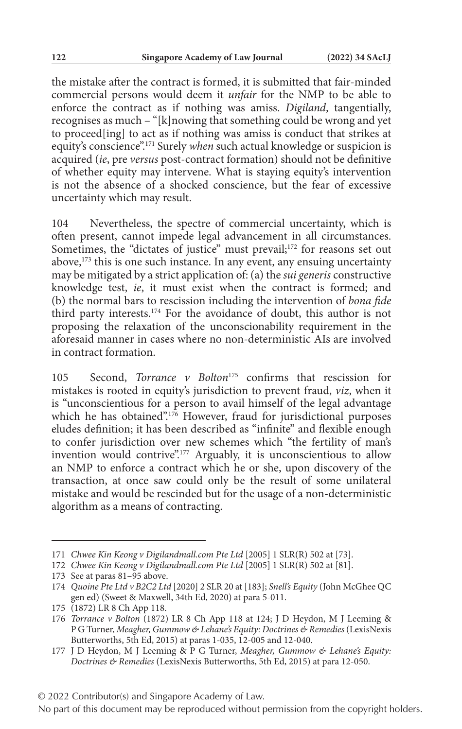the mistake after the contract is formed, it is submitted that fair-minded commercial persons would deem it *unfair* for the NMP to be able to enforce the contract as if nothing was amiss. *Digiland*, tangentially, recognises as much – "[k]nowing that something could be wrong and yet to proceed[ing] to act as if nothing was amiss is conduct that strikes at equity's conscience".[171] Surely *when* such actual knowledge or suspicion is acquired (*ie*, pre *versus* post-contract formation) should not be definitive of whether equity may intervene. What is staying equity's intervention is not the absence of a shocked conscience, but the fear of excessive uncertainty which may result.

104 Nevertheless, the spectre of commercial uncertainty, which is often present, cannot impede legal advancement in all circumstances. Sometimes, the "dictates of justice" must prevail;[172] for reasons set out above,[173] this is one such instance. In any event, any ensuing uncertainty may be mitigated by a strict application of: (a) the *sui generis* constructive knowledge test, *ie*, it must exist when the contract is formed; and (b) the normal bars to rescission including the intervention of *bona fide* third party interests.[174] For the avoidance of doubt, this author is not proposing the relaxation of the unconscionability requirement in the aforesaid manner in cases where no non-deterministic AIs are involved in contract formation.

105 Second, *Torrance v Bolton*[175] confirms that rescission for mistakes is rooted in equity's jurisdiction to prevent fraud, *viz*, when it is "unconscientious for a person to avail himself of the legal advantage which he has obtained".[176] However, fraud for jurisdictional purposes eludes definition; it has been described as "infinite" and flexible enough to confer jurisdiction over new schemes which "the fertility of man's invention would contrive".[177] Arguably, it is unconscientious to allow an NMP to enforce a contract which he or she, upon discovery of the transaction, at once saw could only be the result of some unilateral mistake and would be rescinded but for the usage of a non-deterministic algorithm as a means of contracting.

---

171 *Chwee Kin Keong v Digilandmall.com Pte Ltd* [2005] 1 SLR(R) 502 at [73].

172 *Chwee Kin Keong v Digilandmall.com Pte Ltd* [2005] 1 SLR(R) 502 at [81].

173 See at paras 81–95 above.

174 *Quoine Pte Ltd v B2C2 Ltd* [2020] 2 SLR 20 at [183]; *Snell's Equity* (John McGhee QC gen ed) (Sweet & Maxwell, 34th Ed, 2020) at para 5-011.

175 (1872) LR 8 Ch App 118.

176 *Torrance v Bolton* (1872) LR 8 Ch App 118 at 124; J D Heydon, M J Leeming & P G Turner, *Meagher, Gummow & Lehane's Equity: Doctrines & Remedies* (LexisNexis Butterworths, 5th Ed, 2015) at paras 1-035, 12-005 and 12-040.

177 J D Heydon, M J Leeming & P G Turner, *Meagher, Gummow & Lehane's Equity: Doctrines & Remedies* (LexisNexis Butterworths, 5th Ed, 2015) at para 12-050.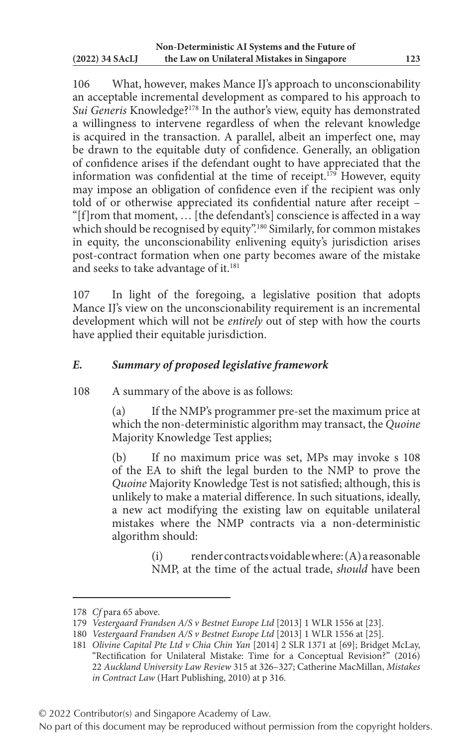106 What, however, makes Mance IJ's approach to unconscionability an acceptable incremental development as compared to his approach to *Sui Generis* Knowledge?[178] In the author's view, equity has demonstrated a willingness to intervene regardless of when the relevant knowledge is acquired in the transaction. A parallel, albeit an imperfect one, may be drawn to the equitable duty of confidence. Generally, an obligation of confidence arises if the defendant ought to have appreciated that the information was confidential at the time of receipt.[179] However, equity may impose an obligation of confidence even if the recipient was only told of or otherwise appreciated its confidential nature after receipt – "[f]rom that moment, … [the defendant's] conscience is affected in a way which should be recognised by equity".[180] Similarly, for common mistakes in equity, the unconscionability enlivening equity's jurisdiction arises post-contract formation when one party becomes aware of the mistake and seeks to take advantage of it.[181]

107 In light of the foregoing, a legislative position that adopts Mance IJ's view on the unconscionability requirement is an incremental development which will not be *entirely* out of step with how the courts have applied their equitable jurisdiction.

### *E. Summary of proposed legislative framework*

108 A summary of the above is as follows:

(a) If the NMP's programmer pre-set the maximum price at which the non-deterministic algorithm may transact, the *Quoine* Majority Knowledge Test applies;

(b) If no maximum price was set, MPs may invoke s 108 of the EA to shift the legal burden to the NMP to prove the *Quoine* Majority Knowledge Test is not satisfied; although, this is unlikely to make a material difference. In such situations, ideally, a new act modifying the existing law on equitable unilateral mistakes where the NMP contracts via a non-deterministic algorithm should:

(i) render contracts voidable where: (A) a reasonable NMP, at the time of the actual trade, *should* have been

---

178 *Cf* para 65 above.

179 *Vestergaard Frandsen A/S v Bestnet Europe Ltd* [2013] 1 WLR 1556 at [23].

180 *Vestergaard Frandsen A/S v Bestnet Europe Ltd* [2013] 1 WLR 1556 at [25].

181 *Olivine Capital Pte Ltd v Chia Chin Yan* [2014] 2 SLR 1371 at [69]; Bridget McLay, "Rectification for Unilateral Mistake: Time for a Conceptual Revision?" (2016) 22 *Auckland University Law Review* 315 at 326–327; Catherine MacMillan, *Mistakes in Contract Law* (Hart Publishing, 2010) at p 316.

© 2022 Contributor(s) and Singapore Academy of Law.

No part of this document may be reproduced without permission from the copyright holders.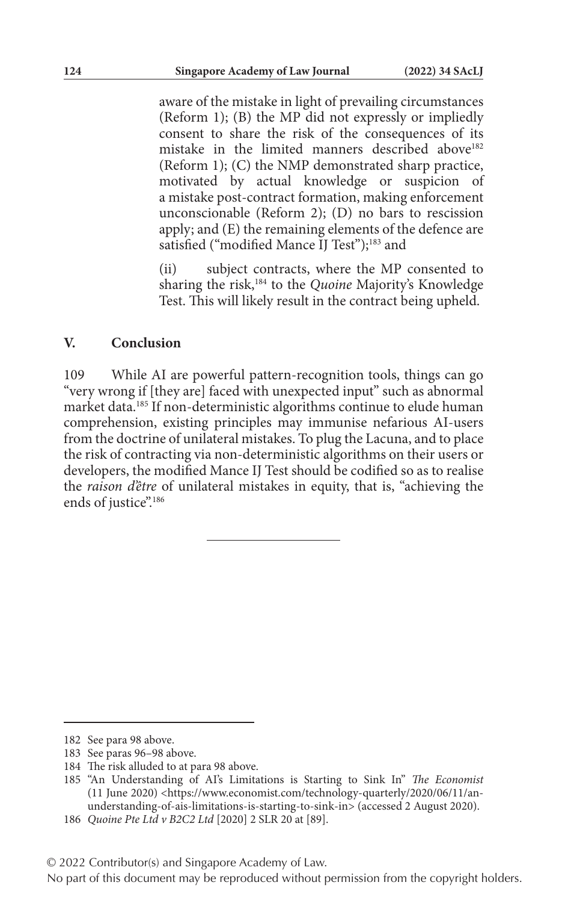aware of the mistake in light of prevailing circumstances (Reform 1); (B) the MP did not expressly or impliedly consent to share the risk of the consequences of its mistake in the limited manners described above[182] (Reform 1); (C) the NMP demonstrated sharp practice, motivated by actual knowledge or suspicion of a mistake post-contract formation, making enforcement unconscionable (Reform 2); (D) no bars to rescission apply; and (E) the remaining elements of the defence are satisfied ("modified Mance IJ Test");[183] and

(ii) subject contracts, where the MP consented to sharing the risk,[184] to the *Quoine* Majority's Knowledge Test. This will likely result in the contract being upheld.

## V. Conclusion

109 While AI are powerful pattern-recognition tools, things can go "very wrong if [they are] faced with unexpected input" such as abnormal market data.[185] If non-deterministic algorithms continue to elude human comprehension, existing principles may immunise nefarious AI-users from the doctrine of unilateral mistakes. To plug the Lacuna, and to place the risk of contracting via non-deterministic algorithms on their users or developers, the modified Mance IJ Test should be codified so as to realise the *raison d'être* of unilateral mistakes in equity, that is, "achieving the ends of justice".[186]

---

182 See para 98 above.

183 See paras 96–98 above.

184 The risk alluded to at para 98 above.

185 "An Understanding of AI's Limitations is Starting to Sink In" *The Economist* (11 June 2020) <https://www.economist.com/technology-quarterly/2020/06/11/an-understanding-of-ais-limitations-is-starting-to-sink-in> (accessed 2 August 2020).

186 *Quoine Pte Ltd v B2C2 Ltd* [2020] 2 SLR 20 at [89].

© 2022 Contributor(s) and Singapore Academy of Law.
No part of this document may be reproduced without permission from the copyright holders.